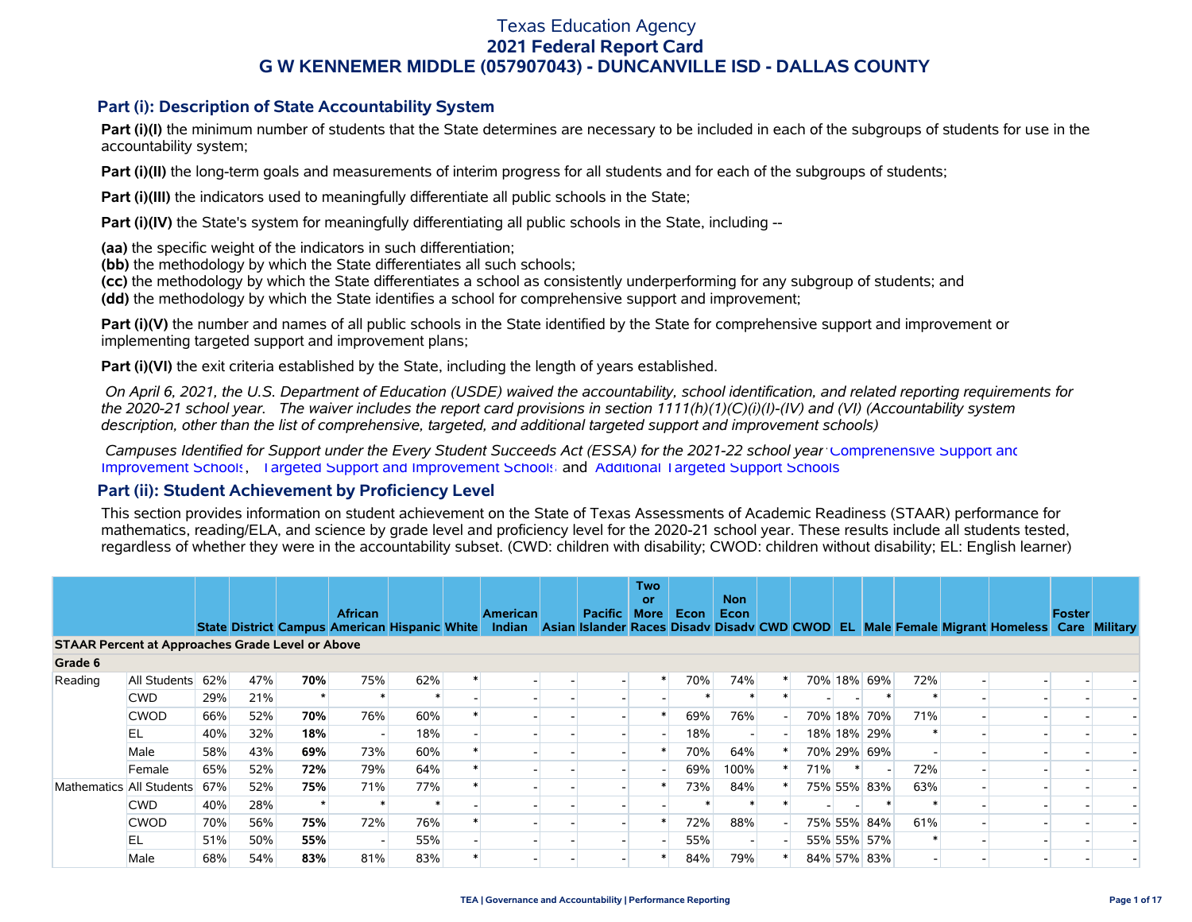# Texas Education Agency
# 2021 Federal Report Card
# G W KENNEMER MIDDLE (057907043) - DUNCANVILLE ISD - DALLAS COUNTY

## Part (i): Description of State Accountability System

**Part (i)(I)** the minimum number of students that the State determines are necessary to be included in each of the subgroups of students for use in the accountability system;

**Part (i)(II)** the long-term goals and measurements of interim progress for all students and for each of the subgroups of students;

**Part (i)(III)** the indicators used to meaningfully differentiate all public schools in the State;

**Part (i)(IV)** the State's system for meaningfully differentiating all public schools in the State, including --

**(aa)** the specific weight of the indicators in such differentiation;
**(bb)** the methodology by which the State differentiates all such schools;
**(cc)** the methodology by which the State differentiates a school as consistently underperforming for any subgroup of students; and
**(dd)** the methodology by which the State identifies a school for comprehensive support and improvement;

**Part (i)(V)** the number and names of all public schools in the State identified by the State for comprehensive support and improvement or implementing targeted support and improvement plans;

**Part (i)(VI)** the exit criteria established by the State, including the length of years established.

*On April 6, 2021, the U.S. Department of Education (USDE) waived the accountability, school identification, and related reporting requirements for the 2020-21 school year. The waiver includes the report card provisions in section 1111(h)(1)(C)(i)(I)-(IV) and (VI) (Accountability system description, other than the list of comprehensive, targeted, and additional targeted support and improvement schools)*

*Campuses Identified for Support under the Every Student Succeeds Act (ESSA) for the 2021-22 school year:* Comprehensive Support and Improvement Schools, Targeted Support and Improvement Schools and Additional Targeted Support Schools

## Part (ii): Student Achievement by Proficiency Level

This section provides information on student achievement on the State of Texas Assessments of Academic Readiness (STAAR) performance for mathematics, reading/ELA, and science by grade level and proficiency level for the 2020-21 school year. These results include all students tested, regardless of whether they were in the accountability subset. (CWD: children with disability; CWOD: children without disability; EL: English learner)

| | | State | District | Campus | African American | Hispanic | White | American Indian | Asian | Pacific Islander | Two or More Races | Econ Disadv | Non Econ Disadv | CWD | CWOD | EL | Male | Female | Migrant | Homeless | Foster Care | Military |
|---|---|---|---|---|---|---|---|---|---|---|---|---|---|---|---|---|---|---|---|---|---|---|
| **STAAR Percent at Approaches Grade Level or Above** | | | | | | | | | | | | | | | | | | | | | | |
| **Grade 6** | | | | | | | | | | | | | | | | | | | | | | |
| Reading | All Students | 62% | 47% | **70%** | 75% | 62% | * | - | - | - | * | 70% | 74% | * | 70% | 18% | 69% | 72% | - | - | - | - |
| | CWD | 29% | 21% | * | * | * | - | - | - | - | - | * | * | * | - | - | * | * | - | - | - | - |
| | CWOD | 66% | 52% | **70%** | 76% | 60% | * | - | - | - | * | 69% | 76% | - | 70% | 18% | 70% | 71% | - | - | - | - |
| | EL | 40% | 32% | **18%** | - | 18% | - | - | - | - | - | 18% | - | - | 18% | 18% | 29% | * | - | - | - | - |
| | Male | 58% | 43% | **69%** | 73% | 60% | * | - | - | - | * | 70% | 64% | * | 70% | 29% | 69% | - | - | - | - | - |
| | Female | 65% | 52% | **72%** | 79% | 64% | * | - | - | - | - | 69% | 100% | * | 71% | * | - | 72% | - | - | - | - |
| Mathematics | All Students | 67% | 52% | **75%** | 71% | 77% | * | - | - | - | * | 73% | 84% | * | 75% | 55% | 83% | 63% | - | - | - | - |
| | CWD | 40% | 28% | * | * | * | - | - | - | - | - | * | * | * | - | - | * | * | - | - | - | - |
| | CWOD | 70% | 56% | **75%** | 72% | 76% | * | - | - | - | * | 72% | 88% | - | 75% | 55% | 84% | 61% | - | - | - | - |
| | EL | 51% | 50% | **55%** | - | 55% | - | - | - | - | - | 55% | - | - | 55% | 55% | 57% | * | - | - | - | - |
| | Male | 68% | 54% | **83%** | 81% | 83% | * | - | - | - | * | 84% | 79% | * | 84% | 57% | 83% | - | - | - | - | - |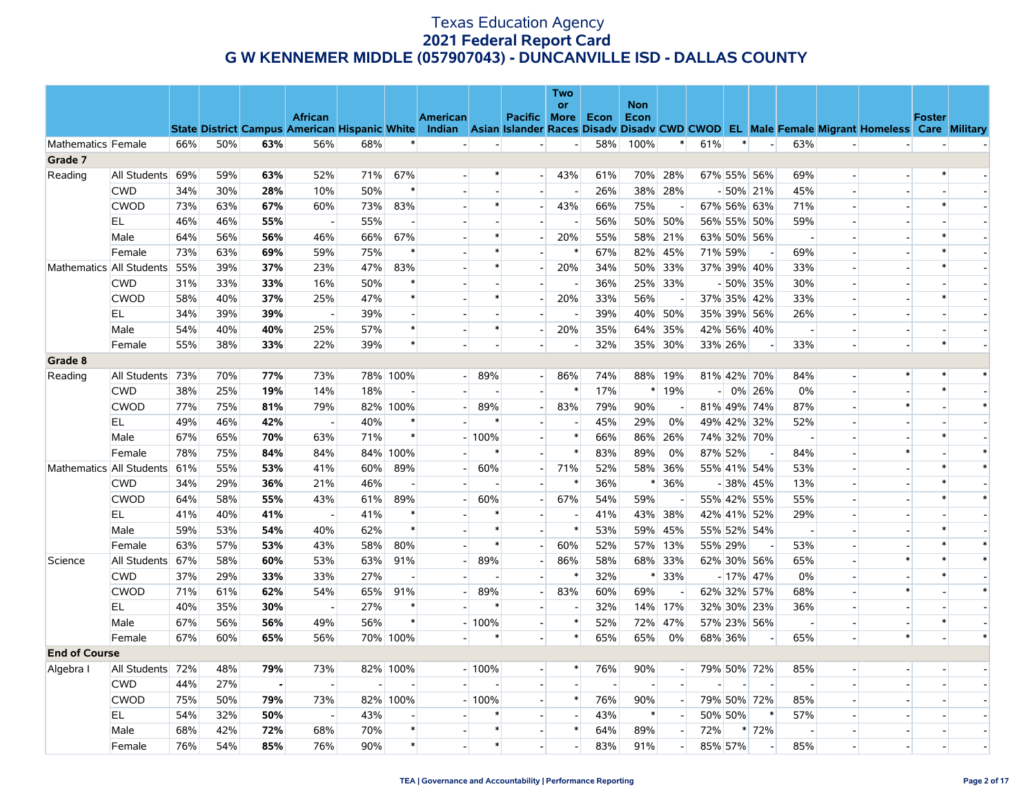# Texas Education Agency
## 2021 Federal Report Card
## G W KENNEMER MIDDLE (057907043) - DUNCANVILLE ISD - DALLAS COUNTY

| | | State | District | Campus | African American | Hispanic | White | American Indian | Asian | Pacific Islander | Two or More Races | Econ Disadv | Non Econ Disadv | CWD | CWOD | EL | Male | Female | Migrant | Homeless | Foster Care | Military |
|---|---|---|---|---|---|---|---|---|---|---|---|---|---|---|---|---|---|---|---|---|---|---|
| Mathematics | Female | 66% | 50% | **63%** | 56% | 68% | * | - | - | - | - | 58% | 100% | * | 61% | * | - | 63% | - | - | - | - |
| **Grade 7** | | | | | | | | | | | | | | | | | | | | | | |
| Reading | All Students | 69% | 59% | **63%** | 52% | 71% | 67% | - | * | - | 43% | 61% | 70% | 28% | 67% | 55% | 56% | 69% | - | - | * | - |
| | CWD | 34% | 30% | **28%** | 10% | 50% | * | - | - | - | - | 26% | 38% | 28% | - | 50% | 21% | 45% | - | - | - | - |
| | CWOD | 73% | 63% | **67%** | 60% | 73% | 83% | - | * | - | 43% | 66% | 75% | - | 67% | 56% | 63% | 71% | - | - | * | - |
| | EL | 46% | 46% | **55%** | - | 55% | - | - | - | - | - | 56% | 50% | 50% | 56% | 55% | 50% | 59% | - | - | - | - |
| | Male | 64% | 56% | **56%** | 46% | 66% | 67% | - | * | - | 20% | 55% | 58% | 21% | 63% | 50% | 56% | - | - | - | * | - |
| | Female | 73% | 63% | **69%** | 59% | 75% | * | - | * | - | * | 67% | 82% | 45% | 71% | 59% | - | 69% | - | - | * | - |
| Mathematics | All Students | 55% | 39% | **37%** | 23% | 47% | 83% | - | * | - | 20% | 34% | 50% | 33% | 37% | 39% | 40% | 33% | - | - | * | - |
| | CWD | 31% | 33% | **33%** | 16% | 50% | * | - | - | - | - | 36% | 25% | 33% | - | 50% | 35% | 30% | - | - | - | - |
| | CWOD | 58% | 40% | **37%** | 25% | 47% | * | - | * | - | 20% | 33% | 56% | - | 37% | 35% | 42% | 33% | - | - | * | - |
| | EL | 34% | 39% | **39%** | - | 39% | - | - | - | - | - | 39% | 40% | 50% | 35% | 39% | 56% | 26% | - | - | - | - |
| | Male | 54% | 40% | **40%** | 25% | 57% | * | - | * | - | 20% | 35% | 64% | 35% | 42% | 56% | 40% | - | - | - | - | - |
| | Female | 55% | 38% | **33%** | 22% | 39% | * | - | - | - | - | 32% | 35% | 30% | 33% | 26% | - | 33% | - | - | * | - |
| **Grade 8** | | | | | | | | | | | | | | | | | | | | | | |
| Reading | All Students | 73% | 70% | **77%** | 73% | 78% | 100% | - | 89% | - | 86% | 74% | 88% | 19% | 81% | 42% | 70% | 84% | - | * | * | * |
| | CWD | 38% | 25% | **19%** | 14% | 18% | - | - | - | - | * | 17% | * | 19% | - | 0% | 26% | 0% | - | - | * | - |
| | CWOD | 77% | 75% | **81%** | 79% | 82% | 100% | - | 89% | - | 83% | 79% | 90% | - | 81% | 49% | 74% | 87% | - | * | - | * |
| | EL | 49% | 46% | **42%** | - | 40% | * | - | * | - | - | 45% | 29% | 0% | 49% | 42% | 32% | 52% | - | - | - | - |
| | Male | 67% | 65% | **70%** | 63% | 71% | * | - | 100% | - | * | 66% | 86% | 26% | 74% | 32% | 70% | - | - | - | * | - |
| | Female | 78% | 75% | **84%** | 84% | 84% | 100% | - | * | - | * | 83% | 89% | 0% | 87% | 52% | - | 84% | - | * | - | * |
| Mathematics | All Students | 61% | 55% | **53%** | 41% | 60% | 89% | - | 60% | - | 71% | 52% | 58% | 36% | 55% | 41% | 54% | 53% | - | - | * | * |
| | CWD | 34% | 29% | **36%** | 21% | 46% | - | - | - | - | * | 36% | * | 36% | - | 38% | 45% | 13% | - | - | * | - |
| | CWOD | 64% | 58% | **55%** | 43% | 61% | 89% | - | 60% | - | 67% | 54% | 59% | - | 55% | 42% | 55% | 55% | - | - | * | * |
| | EL | 41% | 40% | **41%** | - | 41% | * | - | * | - | - | 41% | 43% | 38% | 42% | 41% | 52% | 29% | - | - | - | - |
| | Male | 59% | 53% | **54%** | 40% | 62% | * | - | * | - | * | 53% | 59% | 45% | 55% | 52% | 54% | - | - | - | * | - |
| | Female | 63% | 57% | **53%** | 43% | 58% | 80% | - | * | - | 60% | 52% | 57% | 13% | 55% | 29% | - | 53% | - | - | * | * |
| Science | All Students | 67% | 58% | **60%** | 53% | 63% | 91% | - | 89% | - | 86% | 58% | 68% | 33% | 62% | 30% | 56% | 65% | - | * | * | * |
| | CWD | 37% | 29% | **33%** | 33% | 27% | - | - | - | - | * | 32% | * | 33% | - | 17% | 47% | 0% | - | - | * | - |
| | CWOD | 71% | 61% | **62%** | 54% | 65% | 91% | - | 89% | - | 83% | 60% | 69% | - | 62% | 32% | 57% | 68% | - | * | - | * |
| | EL | 40% | 35% | **30%** | - | 27% | * | - | * | - | - | 32% | 14% | 17% | 32% | 30% | 23% | 36% | - | - | - | - |
| | Male | 67% | 56% | **56%** | 49% | 56% | * | - | 100% | - | * | 52% | 72% | 47% | 57% | 23% | 56% | - | - | - | * | - |
| | Female | 67% | 60% | **65%** | 56% | 70% | 100% | - | * | - | * | 65% | 65% | 0% | 68% | 36% | - | 65% | - | * | - | * |
| **End of Course** | | | | | | | | | | | | | | | | | | | | | | |
| Algebra I | All Students | 72% | 48% | **79%** | 73% | 82% | 100% | - | 100% | - | * | 76% | 90% | - | 79% | 50% | 72% | 85% | - | - | - | - |
| | CWD | 44% | 27% | **-** | - | - | - | - | - | - | - | - | - | - | - | - | - | - | - | - | - | - |
| | CWOD | 75% | 50% | **79%** | 73% | 82% | 100% | - | 100% | - | * | 76% | 90% | - | 79% | 50% | 72% | 85% | - | - | - | - |
| | EL | 54% | 32% | **50%** | - | 43% | - | - | * | - | - | 43% | * | - | 50% | 50% | * | 57% | - | - | - | - |
| | Male | 68% | 42% | **72%** | 68% | 70% | * | - | * | - | * | 64% | 89% | - | 72% | * | 72% | - | - | - | - | - |
| | Female | 76% | 54% | **85%** | 76% | 90% | * | - | * | - | - | 83% | 91% | - | 85% | 57% | - | 85% | - | - | - | - |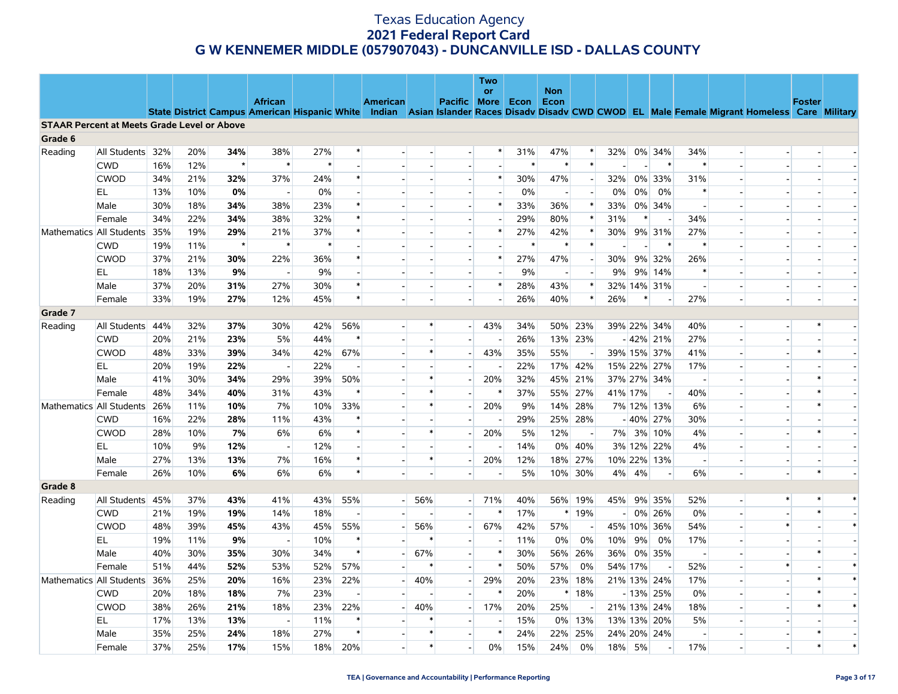# Texas Education Agency
## 2021 Federal Report Card
## G W KENNEMER MIDDLE (057907043) - DUNCANVILLE ISD - DALLAS COUNTY

| | | State | District | Campus | African American | Hispanic | White | American Indian | Asian | Pacific Islander | Two or More Races | Econ Disadv | Non Econ Disadv | CWD | CWOD | EL | Male | Female | Migrant | Homeless | Foster Care | Military |
|---|---|---|---|---|---|---|---|---|---|---|---|---|---|---|---|---|---|---|---|---|---|---|
| **STAAR Percent at Meets Grade Level or Above** | | | | | | | | | | | | | | | | | | | | | | |
| **Grade 6** | | | | | | | | | | | | | | | | | | | | | | |
| Reading | All Students | 32% | 20% | **34%** | 38% | 27% | * | - | - | - | * | 31% | 47% | * | 32% | 0% | 34% | 34% | - | - | - | - |
| | CWD | 16% | 12% | * | * | * | - | - | - | - | - | * | * | * | - | - | * | * | - | - | - | - |
| | CWOD | 34% | 21% | **32%** | 37% | 24% | * | - | - | - | * | 30% | 47% | - | 32% | 0% | 33% | 31% | - | - | - | - |
| | EL | 13% | 10% | **0%** | - | 0% | - | - | - | - | - | 0% | - | - | 0% | 0% | 0% | * | - | - | - | - |
| | Male | 30% | 18% | **34%** | 38% | 23% | * | - | - | - | * | 33% | 36% | * | 33% | 0% | 34% | - | - | - | - | - |
| | Female | 34% | 22% | **34%** | 38% | 32% | * | - | - | - | - | 29% | 80% | * | 31% | * | - | 34% | - | - | - | - |
| Mathematics | All Students | 35% | 19% | **29%** | 21% | 37% | * | - | - | - | * | 27% | 42% | * | 30% | 9% | 31% | 27% | - | - | - | - |
| | CWD | 19% | 11% | * | * | * | - | - | - | - | - | * | * | * | - | - | * | * | - | - | - | - |
| | CWOD | 37% | 21% | **30%** | 22% | 36% | * | - | - | - | * | 27% | 47% | - | 30% | 9% | 32% | 26% | - | - | - | - |
| | EL | 18% | 13% | **9%** | - | 9% | - | - | - | - | - | 9% | - | - | 9% | 9% | 14% | * | - | - | - | - |
| | Male | 37% | 20% | **31%** | 27% | 30% | * | - | - | - | * | 28% | 43% | * | 32% | 14% | 31% | - | - | - | - | - |
| | Female | 33% | 19% | **27%** | 12% | 45% | * | - | - | - | - | 26% | 40% | * | 26% | * | - | 27% | - | - | - | - |
| **Grade 7** | | | | | | | | | | | | | | | | | | | | | | |
| Reading | All Students | 44% | 32% | **37%** | 30% | 42% | 56% | - | * | - | 43% | 34% | 50% | 23% | 39% | 22% | 34% | 40% | - | - | * | - |
| | CWD | 20% | 21% | **23%** | 5% | 44% | * | - | - | - | - | 26% | 13% | 23% | - | 42% | 21% | 27% | - | - | - | - |
| | CWOD | 48% | 33% | **39%** | 34% | 42% | 67% | - | * | - | 43% | 35% | 55% | - | 39% | 15% | 37% | 41% | - | - | * | - |
| | EL | 20% | 19% | **22%** | - | 22% | - | - | - | - | - | 22% | 17% | 42% | 15% | 22% | 27% | 17% | - | - | - | - |
| | Male | 41% | 30% | **34%** | 29% | 39% | 50% | - | * | - | 20% | 32% | 45% | 21% | 37% | 27% | 34% | - | - | - | * | - |
| | Female | 48% | 34% | **40%** | 31% | 43% | * | - | * | - | * | 37% | 55% | 27% | 41% | 17% | - | 40% | - | - | * | - |
| Mathematics | All Students | 26% | 11% | **10%** | 7% | 10% | 33% | - | * | - | 20% | 9% | 14% | 28% | 7% | 12% | 13% | 6% | - | - | * | - |
| | CWD | 16% | 22% | **28%** | 11% | 43% | * | - | - | - | - | 29% | 25% | 28% | - | 40% | 27% | 30% | - | - | - | - |
| | CWOD | 28% | 10% | **7%** | 6% | 6% | * | - | * | - | 20% | 5% | 12% | - | 7% | 3% | 10% | 4% | - | - | * | - |
| | EL | 10% | 9% | **12%** | - | 12% | - | - | - | - | - | 14% | 0% | 40% | 3% | 12% | 22% | 4% | - | - | - | - |
| | Male | 27% | 13% | **13%** | 7% | 16% | * | - | * | - | 20% | 12% | 18% | 27% | 10% | 22% | 13% | - | - | - | - | - |
| | Female | 26% | 10% | **6%** | 6% | 6% | * | - | - | - | - | 5% | 10% | 30% | 4% | 4% | - | 6% | - | - | * | - |
| **Grade 8** | | | | | | | | | | | | | | | | | | | | | | |
| Reading | All Students | 45% | 37% | **43%** | 41% | 43% | 55% | - | 56% | - | 71% | 40% | 56% | 19% | 45% | 9% | 35% | 52% | - | * | * | * |
| | CWD | 21% | 19% | **19%** | 14% | 18% | - | - | - | - | * | 17% | * | 19% | - | 0% | 26% | 0% | - | - | * | - |
| | CWOD | 48% | 39% | **45%** | 43% | 45% | 55% | - | 56% | - | 67% | 42% | 57% | - | 45% | 10% | 36% | 54% | - | * | - | * |
| | EL | 19% | 11% | **9%** | - | 10% | * | - | * | - | - | 11% | 0% | 0% | 10% | 9% | 0% | 17% | - | - | - | - |
| | Male | 40% | 30% | **35%** | 30% | 34% | * | - | 67% | - | * | 30% | 56% | 26% | 36% | 0% | 35% | - | - | - | * | - |
| | Female | 51% | 44% | **52%** | 53% | 52% | 57% | - | * | - | * | 50% | 57% | 0% | 54% | 17% | - | 52% | - | * | - | * |
| Mathematics | All Students | 36% | 25% | **20%** | 16% | 23% | 22% | - | 40% | - | 29% | 20% | 23% | 18% | 21% | 13% | 24% | 17% | - | - | * | * |
| | CWD | 20% | 18% | **18%** | 7% | 23% | - | - | - | - | * | 20% | * | 18% | - | 13% | 25% | 0% | - | - | * | - |
| | CWOD | 38% | 26% | **21%** | 18% | 23% | 22% | - | 40% | - | 17% | 20% | 25% | - | 21% | 13% | 24% | 18% | - | - | * | * |
| | EL | 17% | 13% | **13%** | - | 11% | * | - | * | - | - | 15% | 0% | 13% | 13% | 13% | 20% | 5% | - | - | - | - |
| | Male | 35% | 25% | **24%** | 18% | 27% | * | - | * | - | * | 24% | 22% | 25% | 24% | 20% | 24% | - | - | - | * | - |
| | Female | 37% | 25% | **17%** | 15% | 18% | 20% | - | * | - | 0% | 15% | 24% | 0% | 18% | 5% | - | 17% | - | - | * | * |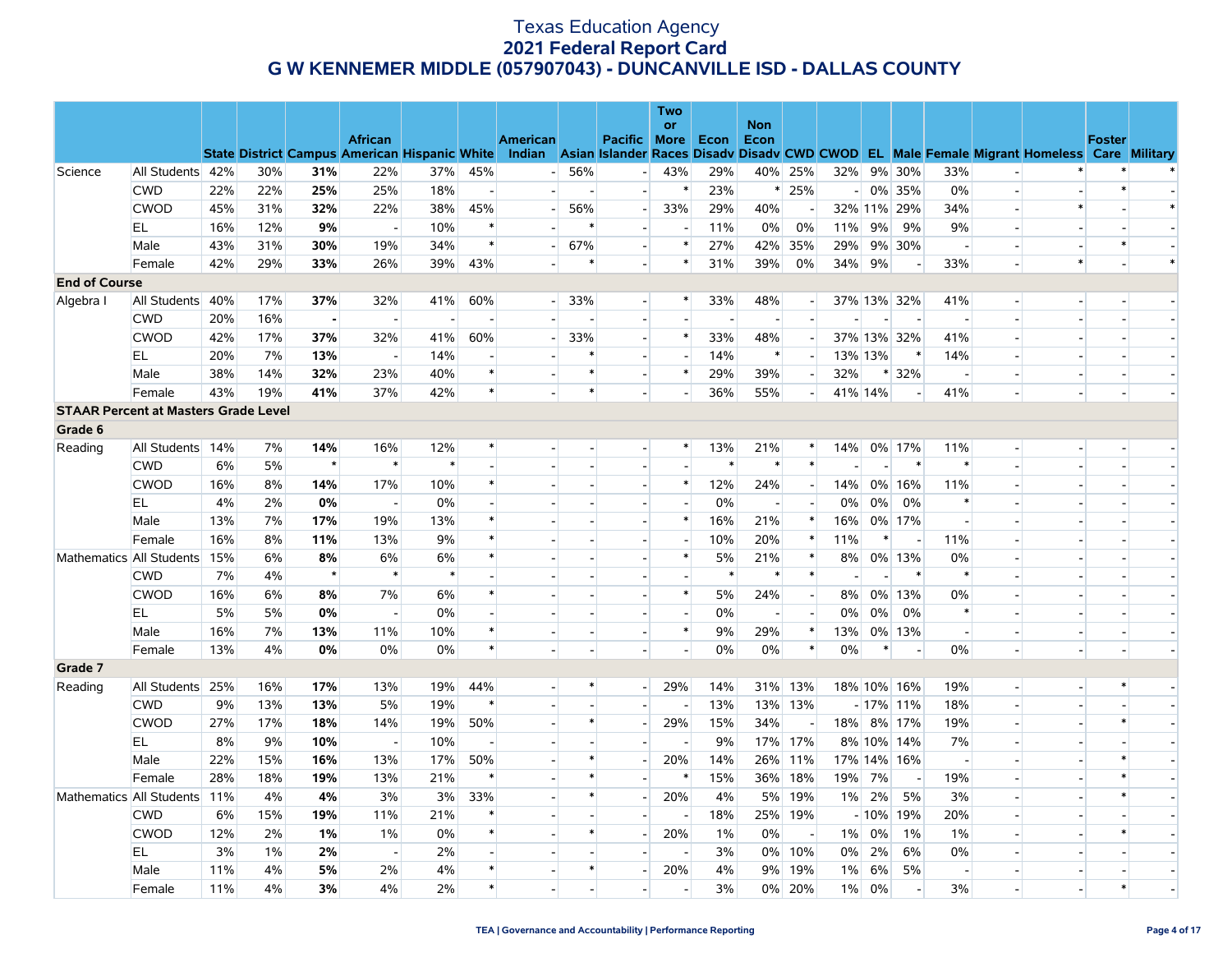# Texas Education Agency
## 2021 Federal Report Card
## G W KENNEMER MIDDLE (057907043) - DUNCANVILLE ISD - DALLAS COUNTY

| | | State | District | Campus | African American | Hispanic | White | American Indian | Asian | Pacific Islander | Two or More Races | Econ Disadv | Non Econ Disadv | CWD | CWOD | EL | Male | Female | Migrant | Homeless | Foster Care | Military |
|---|---|---|---|---|---|---|---|---|---|---|---|---|---|---|---|---|---|---|---|---|---|---|
| Science | All Students | 42% | 30% | **31%** | 22% | 37% | 45% | - | 56% | - | 43% | 29% | 40% | 25% | 32% | 9% | 30% | 33% | - | * | * | * |
| | CWD | 22% | 22% | **25%** | 25% | 18% | - | - | - | - | * | 23% | * | 25% | - | 0% | 35% | 0% | - | - | * | - |
| | CWOD | 45% | 31% | **32%** | 22% | 38% | 45% | - | 56% | - | 33% | 29% | 40% | - | 32% | 11% | 29% | 34% | - | * | - | * |
| | EL | 16% | 12% | **9%** | - | 10% | * | - | * | - | - | 11% | 0% | 0% | 11% | 9% | 9% | 9% | - | - | - | - |
| | Male | 43% | 31% | **30%** | 19% | 34% | * | - | 67% | - | * | 27% | 42% | 35% | 29% | 9% | 30% | - | - | - | * | - |
| | Female | 42% | 29% | **33%** | 26% | 39% | 43% | - | * | - | * | 31% | 39% | 0% | 34% | 9% | - | 33% | - | * | - | * |
| **End of Course** | | | | | | | | | | | | | | | | | | | | | | |
| Algebra I | All Students | 40% | 17% | **37%** | 32% | 41% | 60% | - | 33% | - | * | 33% | 48% | - | 37% | 13% | 32% | 41% | - | - | - | - |
| | CWD | 20% | 16% | **-** | - | - | - | - | - | - | - | - | - | - | - | - | - | - | - | - | - | - |
| | CWOD | 42% | 17% | **37%** | 32% | 41% | 60% | - | 33% | - | * | 33% | 48% | - | 37% | 13% | 32% | 41% | - | - | - | - |
| | EL | 20% | 7% | **13%** | - | 14% | - | - | * | - | - | 14% | * | - | 13% | 13% | * | 14% | - | - | - | - |
| | Male | 38% | 14% | **32%** | 23% | 40% | * | - | * | - | * | 29% | 39% | - | 32% | * | 32% | - | - | - | - | - |
| | Female | 43% | 19% | **41%** | 37% | 42% | * | - | * | - | - | 36% | 55% | - | 41% | 14% | - | 41% | - | - | - | - |
| **STAAR Percent at Masters Grade Level** | | | | | | | | | | | | | | | | | | | | | | |
| **Grade 6** | | | | | | | | | | | | | | | | | | | | | | |
| Reading | All Students | 14% | 7% | **14%** | 16% | 12% | * | - | - | - | * | 13% | 21% | * | 14% | 0% | 17% | 11% | - | - | - | - |
| | CWD | 6% | 5% | ***** | * | * | - | - | - | - | - | * | * | * | - | - | * | * | - | - | - | - |
| | CWOD | 16% | 8% | **14%** | 17% | 10% | * | - | - | - | * | 12% | 24% | - | 14% | 0% | 16% | 11% | - | - | - | - |
| | EL | 4% | 2% | **0%** | - | 0% | - | - | - | - | - | 0% | - | - | 0% | 0% | 0% | * | - | - | - | - |
| | Male | 13% | 7% | **17%** | 19% | 13% | * | - | - | - | * | 16% | 21% | * | 16% | 0% | 17% | - | - | - | - | - |
| | Female | 16% | 8% | **11%** | 13% | 9% | * | - | - | - | - | 10% | 20% | * | 11% | * | - | 11% | - | - | - | - |
| Mathematics | All Students | 15% | 6% | **8%** | 6% | 6% | * | - | - | - | * | 5% | 21% | * | 8% | 0% | 13% | 0% | - | - | - | - |
| | CWD | 7% | 4% | ***** | * | * | - | - | - | - | - | * | * | * | - | - | * | * | - | - | - | - |
| | CWOD | 16% | 6% | **8%** | 7% | 6% | * | - | - | - | * | 5% | 24% | - | 8% | 0% | 13% | 0% | - | - | - | - |
| | EL | 5% | 5% | **0%** | - | 0% | - | - | - | - | - | 0% | - | - | 0% | 0% | 0% | * | - | - | - | - |
| | Male | 16% | 7% | **13%** | 11% | 10% | * | - | - | - | * | 9% | 29% | * | 13% | 0% | 13% | - | - | - | - | - |
| | Female | 13% | 4% | **0%** | 0% | 0% | * | - | - | - | - | 0% | 0% | * | 0% | * | - | 0% | - | - | - | - |
| **Grade 7** | | | | | | | | | | | | | | | | | | | | | | |
| Reading | All Students | 25% | 16% | **17%** | 13% | 19% | 44% | - | * | - | 29% | 14% | 31% | 13% | 18% | 10% | 16% | 19% | - | - | * | - |
| | CWD | 9% | 13% | **13%** | 5% | 19% | * | - | - | - | - | 13% | 13% | 13% | - | 17% | 11% | 18% | - | - | - | - |
| | CWOD | 27% | 17% | **18%** | 14% | 19% | 50% | - | * | - | 29% | 15% | 34% | - | 18% | 8% | 17% | 19% | - | - | * | - |
| | EL | 8% | 9% | **10%** | - | 10% | - | - | - | - | - | 9% | 17% | 17% | 8% | 10% | 14% | 7% | - | - | - | - |
| | Male | 22% | 15% | **16%** | 13% | 17% | 50% | - | * | - | 20% | 14% | 26% | 11% | 17% | 14% | 16% | - | - | - | * | - |
| | Female | 28% | 18% | **19%** | 13% | 21% | * | - | * | - | * | 15% | 36% | 18% | 19% | 7% | - | 19% | - | - | * | - |
| Mathematics | All Students | 11% | 4% | **4%** | 3% | 3% | 33% | - | * | - | 20% | 4% | 5% | 19% | 1% | 2% | 5% | 3% | - | - | * | - |
| | CWD | 6% | 15% | **19%** | 11% | 21% | * | - | - | - | - | 18% | 25% | 19% | - | 10% | 19% | 20% | - | - | - | - |
| | CWOD | 12% | 2% | **1%** | 1% | 0% | * | - | * | - | 20% | 1% | 0% | - | 1% | 0% | 1% | 1% | - | - | * | - |
| | EL | 3% | 1% | **2%** | - | 2% | - | - | - | - | - | 3% | 0% | 10% | 0% | 2% | 6% | 0% | - | - | - | - |
| | Male | 11% | 4% | **5%** | 2% | 4% | * | - | * | - | 20% | 4% | 9% | 19% | 1% | 6% | 5% | - | - | - | - | - |
| | Female | 11% | 4% | **3%** | 4% | 2% | * | - | - | - | - | 3% | 0% | 20% | 1% | 0% | - | 3% | - | - | * | - |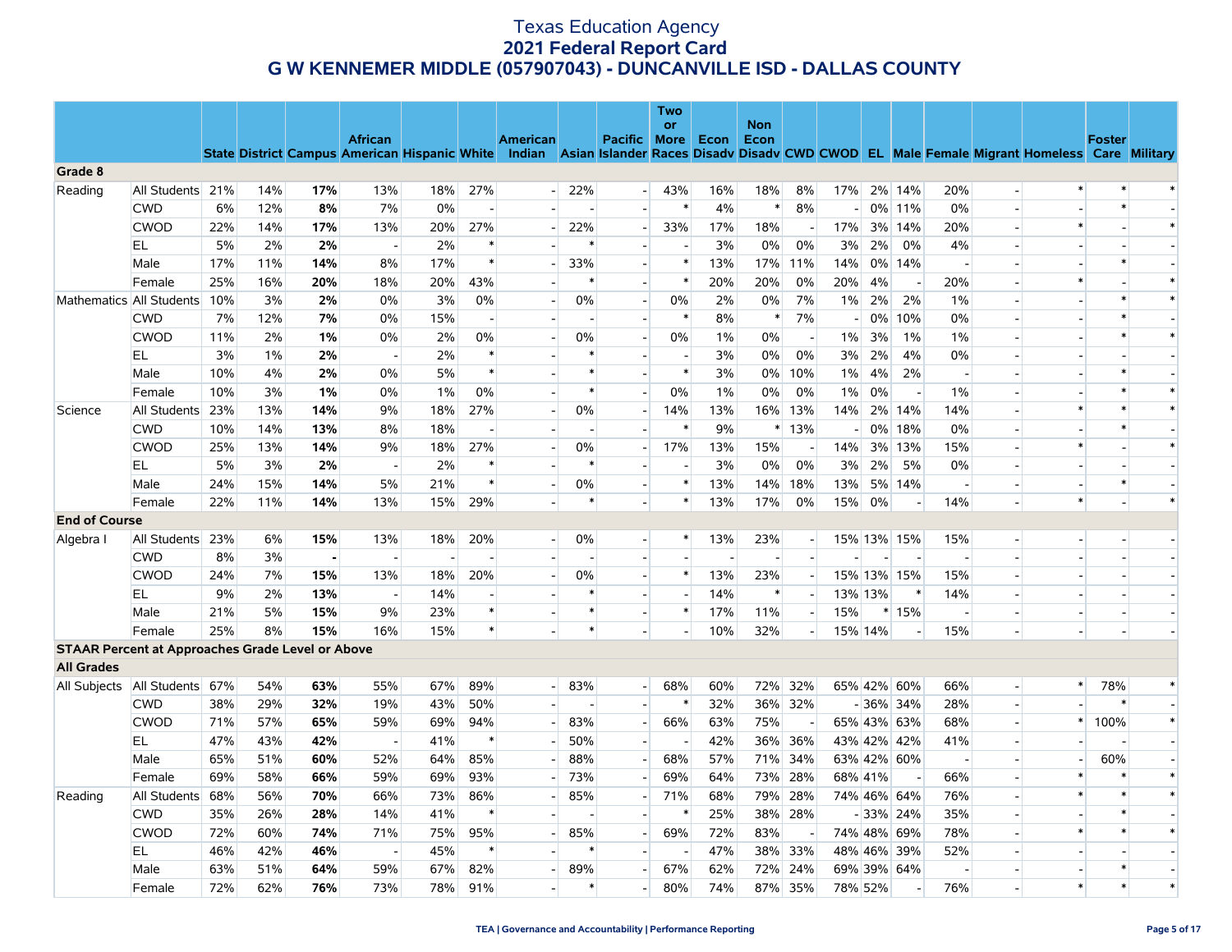# Texas Education Agency
## 2021 Federal Report Card
## G W KENNEMER MIDDLE (057907043) - DUNCANVILLE ISD - DALLAS COUNTY

| | | State | District | Campus | African American | Hispanic | White | American Indian | Asian | Pacific Islander | Two or More Races | Econ Disadv | Non Econ Disadv | CWD | CWOD | EL | Male | Female | Migrant | Homeless | Foster Care | Military |
|---|---|---|---|---|---|---|---|---|---|---|---|---|---|---|---|---|---|---|---|---|---|---|
| **Grade 8** | | | | | | | | | | | | | | | | | | | | | | |
| Reading | All Students | 21% | 14% | **17%** | 13% | 18% | 27% | - | 22% | - | 43% | 16% | 18% | 8% | 17% | 2% | 14% | 20% | - | * | * | * |
| | CWD | 6% | 12% | **8%** | 7% | 0% | - | - | - | - | * | 4% | * | 8% | - | 0% | 11% | 0% | - | - | * | - |
| | CWOD | 22% | 14% | **17%** | 13% | 20% | 27% | - | 22% | - | 33% | 17% | 18% | - | 17% | 3% | 14% | 20% | - | * | - | * |
| | EL | 5% | 2% | **2%** | - | 2% | * | - | * | - | - | 3% | 0% | 0% | 3% | 2% | 0% | 4% | - | - | - | - |
| | Male | 17% | 11% | **14%** | 8% | 17% | * | - | 33% | - | * | 13% | 17% | 11% | 14% | 0% | 14% | - | - | - | * | - |
| | Female | 25% | 16% | **20%** | 18% | 20% | 43% | - | * | - | * | 20% | 20% | 0% | 20% | 4% | - | 20% | - | * | - | * |
| Mathematics | All Students | 10% | 3% | **2%** | 0% | 3% | 0% | - | 0% | - | 0% | 2% | 0% | 7% | 1% | 2% | 2% | 1% | - | - | * | * |
| | CWD | 7% | 12% | **7%** | 0% | 15% | - | - | - | - | * | 8% | * | 7% | - | 0% | 10% | 0% | - | - | * | - |
| | CWOD | 11% | 2% | **1%** | 0% | 2% | 0% | - | 0% | - | 0% | 1% | 0% | - | 1% | 3% | 1% | 1% | - | - | * | * |
| | EL | 3% | 1% | **2%** | - | 2% | * | - | * | - | - | 3% | 0% | 0% | 3% | 2% | 4% | 0% | - | - | - | - |
| | Male | 10% | 4% | **2%** | 0% | 5% | * | - | * | - | * | 3% | 0% | 10% | 1% | 4% | 2% | - | - | - | * | - |
| | Female | 10% | 3% | **1%** | 0% | 1% | 0% | - | * | - | 0% | 1% | 0% | 0% | 1% | 0% | - | 1% | - | - | * | * |
| Science | All Students | 23% | 13% | **14%** | 9% | 18% | 27% | - | 0% | - | 14% | 13% | 16% | 13% | 14% | 2% | 14% | 14% | - | * | * | * |
| | CWD | 10% | 14% | **13%** | 8% | 18% | - | - | - | - | * | 9% | * | 13% | - | 0% | 18% | 0% | - | - | * | - |
| | CWOD | 25% | 13% | **14%** | 9% | 18% | 27% | - | 0% | - | 17% | 13% | 15% | - | 14% | 3% | 13% | 15% | - | * | - | * |
| | EL | 5% | 3% | **2%** | - | 2% | * | - | * | - | - | 3% | 0% | 0% | 3% | 2% | 5% | 0% | - | - | - | - |
| | Male | 24% | 15% | **14%** | 5% | 21% | * | - | 0% | - | * | 13% | 14% | 18% | 13% | 5% | 14% | - | - | - | * | - |
| | Female | 22% | 11% | **14%** | 13% | 15% | 29% | - | * | - | * | 13% | 17% | 0% | 15% | 0% | - | 14% | - | * | - | * |
| **End of Course** | | | | | | | | | | | | | | | | | | | | | | |
| Algebra I | All Students | 23% | 6% | **15%** | 13% | 18% | 20% | - | 0% | - | * | 13% | 23% | - | 15% | 13% | 15% | 15% | - | - | - | - |
| | CWD | 8% | 3% | **-** | - | - | - | - | - | - | - | - | - | - | - | - | - | - | - | - | - | - |
| | CWOD | 24% | 7% | **15%** | 13% | 18% | 20% | - | 0% | - | * | 13% | 23% | - | 15% | 13% | 15% | 15% | - | - | - | - |
| | EL | 9% | 2% | **13%** | - | 14% | - | - | * | - | - | 14% | * | - | 13% | 13% | * | 14% | - | - | - | - |
| | Male | 21% | 5% | **15%** | 9% | 23% | * | - | * | - | * | 17% | 11% | - | 15% | * | 15% | - | - | - | - | - |
| | Female | 25% | 8% | **15%** | 16% | 15% | * | - | * | - | - | 10% | 32% | - | 15% | 14% | - | 15% | - | - | - | - |
| **STAAR Percent at Approaches Grade Level or Above** | | | | | | | | | | | | | | | | | | | | | | |
| **All Grades** | | | | | | | | | | | | | | | | | | | | | | |
| All Subjects | All Students | 67% | 54% | **63%** | 55% | 67% | 89% | - | 83% | - | 68% | 60% | 72% | 32% | 65% | 42% | 60% | 66% | - | * | 78% | * |
| | CWD | 38% | 29% | **32%** | 19% | 43% | 50% | - | - | - | * | 32% | 36% | 32% | - | 36% | 34% | 28% | - | - | * | - |
| | CWOD | 71% | 57% | **65%** | 59% | 69% | 94% | - | 83% | - | 66% | 63% | 75% | - | 65% | 43% | 63% | 68% | - | * | 100% | * |
| | EL | 47% | 43% | **42%** | - | 41% | * | - | 50% | - | - | 42% | 36% | 36% | 43% | 42% | 42% | 41% | - | - | - | - |
| | Male | 65% | 51% | **60%** | 52% | 64% | 85% | - | 88% | - | 68% | 57% | 71% | 34% | 63% | 42% | 60% | - | - | - | 60% | - |
| | Female | 69% | 58% | **66%** | 59% | 69% | 93% | - | 73% | - | 69% | 64% | 73% | 28% | 68% | 41% | - | 66% | - | * | * | * |
| Reading | All Students | 68% | 56% | **70%** | 66% | 73% | 86% | - | 85% | - | 71% | 68% | 79% | 28% | 74% | 46% | 64% | 76% | - | * | * | * |
| | CWD | 35% | 26% | **28%** | 14% | 41% | * | - | - | - | * | 25% | 38% | 28% | - | 33% | 24% | 35% | - | - | * | - |
| | CWOD | 72% | 60% | **74%** | 71% | 75% | 95% | - | 85% | - | 69% | 72% | 83% | - | 74% | 48% | 69% | 78% | - | * | * | * |
| | EL | 46% | 42% | **46%** | - | 45% | * | - | * | - | - | 47% | 38% | 33% | 48% | 46% | 39% | 52% | - | - | - | - |
| | Male | 63% | 51% | **64%** | 59% | 67% | 82% | - | 89% | - | 67% | 62% | 72% | 24% | 69% | 39% | 64% | - | - | - | * | - |
| | Female | 72% | 62% | **76%** | 73% | 78% | 91% | - | * | - | 80% | 74% | 87% | 35% | 78% | 52% | - | 76% | - | * | * | * |

TEA | Governance and Accountability | Performance Reporting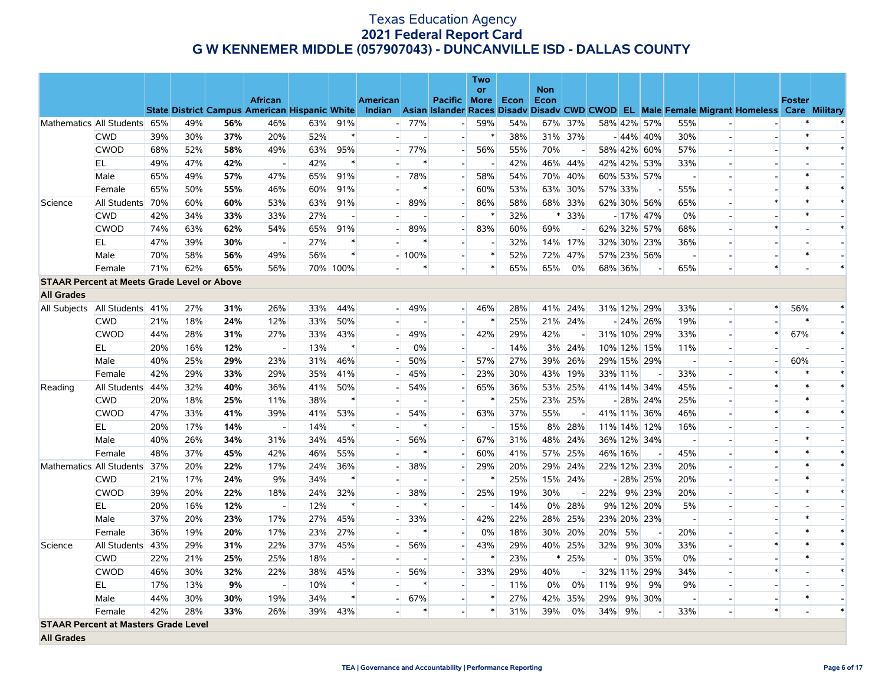# Texas Education Agency
## 2021 Federal Report Card
## G W KENNEMER MIDDLE (057907043) - DUNCANVILLE ISD - DALLAS COUNTY

| | | State | District | Campus | African American | Hispanic | White | American Indian | Asian | Pacific Islander | Two or More Races | Econ Disadv | Non Econ Disadv | CWD | CWOD | EL | Male | Female | Migrant | Homeless | Foster Care | Military |
|---|---|---|---|---|---|---|---|---|---|---|---|---|---|---|---|---|---|---|---|---|---|---|
| Mathematics | All Students | 65% | 49% | **56%** | 46% | 63% | 91% | - | 77% | - | 59% | 54% | 67% | 37% | 58% | 42% | 57% | 55% | - | - | * | * |
| | CWD | 39% | 30% | **37%** | 20% | 52% | * | - | - | - | * | 38% | 31% | 37% | - | 44% | 40% | 30% | - | - | * | - |
| | CWOD | 68% | 52% | **58%** | 49% | 63% | 95% | - | 77% | - | 56% | 55% | 70% | - | 58% | 42% | 60% | 57% | - | - | * | * |
| | EL | 49% | 47% | **42%** | - | 42% | * | - | * | - | - | 42% | 46% | 44% | 42% | 42% | 53% | 33% | - | - | - | - |
| | Male | 65% | 49% | **57%** | 47% | 65% | 91% | - | 78% | - | 58% | 54% | 70% | 40% | 60% | 53% | 57% | - | - | - | * | - |
| | Female | 65% | 50% | **55%** | 46% | 60% | 91% | - | * | - | 60% | 53% | 63% | 30% | 57% | 33% | - | 55% | - | - | * | * |
| Science | All Students | 70% | 60% | **60%** | 53% | 63% | 91% | - | 89% | - | 86% | 58% | 68% | 33% | 62% | 30% | 56% | 65% | - | * | * | * |
| | CWD | 42% | 34% | **33%** | 33% | 27% | - | - | - | - | * | 32% | * | 33% | - | 17% | 47% | 0% | - | - | * | - |
| | CWOD | 74% | 63% | **62%** | 54% | 65% | 91% | - | 89% | - | 83% | 60% | 69% | - | 62% | 32% | 57% | 68% | - | * | - | * |
| | EL | 47% | 39% | **30%** | - | 27% | * | - | * | - | - | 32% | 14% | 17% | 32% | 30% | 23% | 36% | - | - | - | - |
| | Male | 70% | 58% | **56%** | 49% | 56% | * | - | 100% | - | * | 52% | 72% | 47% | 57% | 23% | 56% | - | - | - | * | - |
| | Female | 71% | 62% | **65%** | 56% | 70% | 100% | - | * | - | * | 65% | 65% | 0% | 68% | 36% | - | 65% | - | * | - | * |
| **STAAR Percent at Meets Grade Level or Above** | | | | | | | | | | | | | | | | | | | | | | |
| **All Grades** | | | | | | | | | | | | | | | | | | | | | | |
| All Subjects | All Students | 41% | 27% | **31%** | 26% | 33% | 44% | - | 49% | - | 46% | 28% | 41% | 24% | 31% | 12% | 29% | 33% | - | * | 56% | * |
| | CWD | 21% | 18% | **24%** | 12% | 33% | 50% | - | - | - | * | 25% | 21% | 24% | - | 24% | 26% | 19% | - | - | * | - |
| | CWOD | 44% | 28% | **31%** | 27% | 33% | 43% | - | 49% | - | 42% | 29% | 42% | - | 31% | 10% | 29% | 33% | - | * | 67% | * |
| | EL | 20% | 16% | **12%** | - | 13% | * | - | 0% | - | - | 14% | 3% | 24% | 10% | 12% | 15% | 11% | - | - | - | - |
| | Male | 40% | 25% | **29%** | 23% | 31% | 46% | - | 50% | - | 57% | 27% | 39% | 26% | 29% | 15% | 29% | - | - | - | 60% | - |
| | Female | 42% | 29% | **33%** | 29% | 35% | 41% | - | 45% | - | 23% | 30% | 43% | 19% | 33% | 11% | - | 33% | - | * | * | * |
| Reading | All Students | 44% | 32% | **40%** | 36% | 41% | 50% | - | 54% | - | 65% | 36% | 53% | 25% | 41% | 14% | 34% | 45% | - | * | * | * |
| | CWD | 20% | 18% | **25%** | 11% | 38% | * | - | - | - | * | 25% | 23% | 25% | - | 28% | 24% | 25% | - | - | * | - |
| | CWOD | 47% | 33% | **41%** | 39% | 41% | 53% | - | 54% | - | 63% | 37% | 55% | - | 41% | 11% | 36% | 46% | - | * | * | * |
| | EL | 20% | 17% | **14%** | - | 14% | * | - | * | - | - | 15% | 8% | 28% | 11% | 14% | 12% | 16% | - | - | - | - |
| | Male | 40% | 26% | **34%** | 31% | 34% | 45% | - | 56% | - | 67% | 31% | 48% | 24% | 36% | 12% | 34% | - | - | - | * | - |
| | Female | 48% | 37% | **45%** | 42% | 46% | 55% | - | * | - | 60% | 41% | 57% | 25% | 46% | 16% | - | 45% | - | * | * | * |
| Mathematics | All Students | 37% | 20% | **22%** | 17% | 24% | 36% | - | 38% | - | 29% | 20% | 29% | 24% | 22% | 12% | 23% | 20% | - | - | * | * |
| | CWD | 21% | 17% | **24%** | 9% | 34% | * | - | - | - | * | 25% | 15% | 24% | - | 28% | 25% | 20% | - | - | * | - |
| | CWOD | 39% | 20% | **22%** | 18% | 24% | 32% | - | 38% | - | 25% | 19% | 30% | - | 22% | 9% | 23% | 20% | - | - | * | * |
| | EL | 20% | 16% | **12%** | - | 12% | * | - | * | - | - | 14% | 0% | 28% | 9% | 12% | 20% | 5% | - | - | - | - |
| | Male | 37% | 20% | **23%** | 17% | 27% | 45% | - | 33% | - | 42% | 22% | 28% | 25% | 23% | 20% | 23% | - | - | - | * | - |
| | Female | 36% | 19% | **20%** | 17% | 23% | 27% | - | * | - | 0% | 18% | 30% | 20% | 20% | 5% | - | 20% | - | - | * | * |
| Science | All Students | 43% | 29% | **31%** | 22% | 37% | 45% | - | 56% | - | 43% | 29% | 40% | 25% | 32% | 9% | 30% | 33% | - | * | * | * |
| | CWD | 22% | 21% | **25%** | 25% | 18% | - | - | - | - | * | 23% | * | 25% | - | 0% | 35% | 0% | - | - | * | - |
| | CWOD | 46% | 30% | **32%** | 22% | 38% | 45% | - | 56% | - | 33% | 29% | 40% | - | 32% | 11% | 29% | 34% | - | * | - | * |
| | EL | 17% | 13% | **9%** | - | 10% | * | - | * | - | - | 11% | 0% | 0% | 11% | 9% | 9% | 9% | - | - | - | - |
| | Male | 44% | 30% | **30%** | 19% | 34% | * | - | 67% | - | * | 27% | 42% | 35% | 29% | 9% | 30% | - | - | - | * | - |
| | Female | 42% | 28% | **33%** | 26% | 39% | 43% | - | * | - | * | 31% | 39% | 0% | 34% | 9% | - | 33% | - | * | - | * |
| **STAAR Percent at Masters Grade Level** | | | | | | | | | | | | | | | | | | | | | | |
| **All Grades** | | | | | | | | | | | | | | | | | | | | | | |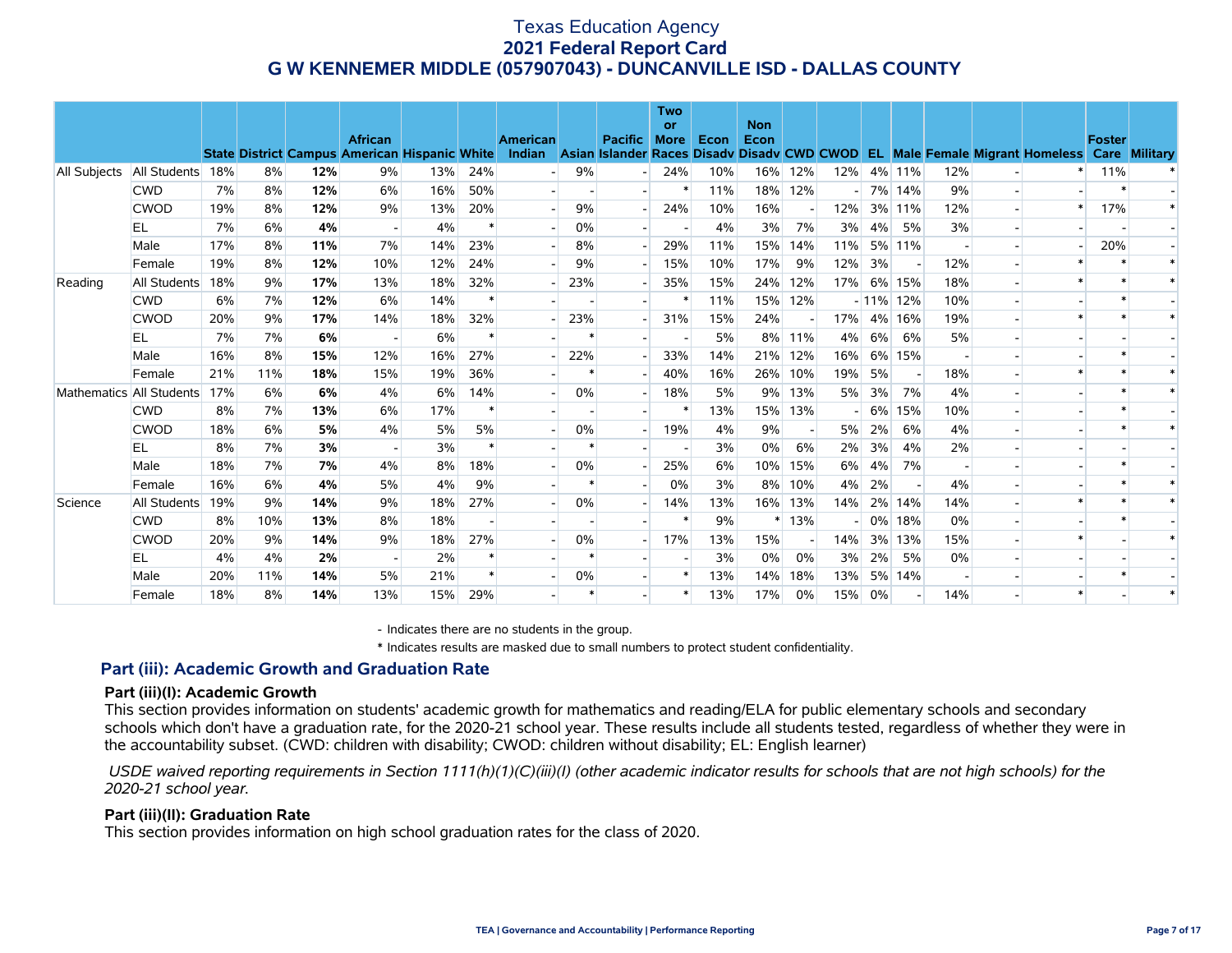# Texas Education Agency
## 2021 Federal Report Card
## G W KENNEMER MIDDLE (057907043) - DUNCANVILLE ISD - DALLAS COUNTY

| | | State | District | Campus | African American | Hispanic | White | American Indian | Asian | Pacific Islander | Two or More Races | Econ Disadv | Non Econ Disadv | CWD | CWOD | EL | Male | Female | Migrant | Homeless | Foster Care | Military |
|---|---|---|---|---|---|---|---|---|---|---|---|---|---|---|---|---|---|---|---|---|---|---|
| All Subjects | All Students | 18% | 8% | **12%** | 9% | 13% | 24% | - | 9% | - | 24% | 10% | 16% | 12% | 12% | 4% | 11% | 12% | - | * | 11% | * |
| | CWD | 7% | 8% | **12%** | 6% | 16% | 50% | - | - | - | * | 11% | 18% | 12% | - | 7% | 14% | 9% | - | - | * | - |
| | CWOD | 19% | 8% | **12%** | 9% | 13% | 20% | - | 9% | - | 24% | 10% | 16% | - | 12% | 3% | 11% | 12% | - | * | 17% | * |
| | EL | 7% | 6% | **4%** | - | 4% | * | - | 0% | - | - | 4% | 3% | 7% | 3% | 4% | 5% | 3% | - | - | - | - |
| | Male | 17% | 8% | **11%** | 7% | 14% | 23% | - | 8% | - | 29% | 11% | 15% | 14% | 11% | 5% | 11% | - | - | - | 20% | - |
| | Female | 19% | 8% | **12%** | 10% | 12% | 24% | - | 9% | - | 15% | 10% | 17% | 9% | 12% | 3% | - | 12% | - | * | * | * |
| Reading | All Students | 18% | 9% | **17%** | 13% | 18% | 32% | - | 23% | - | 35% | 15% | 24% | 12% | 17% | 6% | 15% | 18% | - | * | * | * |
| | CWD | 6% | 7% | **12%** | 6% | 14% | * | - | - | - | * | 11% | 15% | 12% | - | 11% | 12% | 10% | - | - | * | - |
| | CWOD | 20% | 9% | **17%** | 14% | 18% | 32% | - | 23% | - | 31% | 15% | 24% | - | 17% | 4% | 16% | 19% | - | * | * | * |
| | EL | 7% | 7% | **6%** | - | 6% | * | - | * | - | - | 5% | 8% | 11% | 4% | 6% | 6% | 5% | - | - | - | - |
| | Male | 16% | 8% | **15%** | 12% | 16% | 27% | - | 22% | - | 33% | 14% | 21% | 12% | 16% | 6% | 15% | - | - | - | * | - |
| | Female | 21% | 11% | **18%** | 15% | 19% | 36% | - | * | - | 40% | 16% | 26% | 10% | 19% | 5% | - | 18% | - | * | * | * |
| Mathematics | All Students | 17% | 6% | **6%** | 4% | 6% | 14% | - | 0% | - | 18% | 5% | 9% | 13% | 5% | 3% | 7% | 4% | - | - | * | * |
| | CWD | 8% | 7% | **13%** | 6% | 17% | * | - | - | - | * | 13% | 15% | 13% | - | 6% | 15% | 10% | - | - | * | - |
| | CWOD | 18% | 6% | **5%** | 4% | 5% | 5% | - | 0% | - | 19% | 4% | 9% | - | 5% | 2% | 6% | 4% | - | - | * | * |
| | EL | 8% | 7% | **3%** | - | 3% | * | - | * | - | - | 3% | 0% | 6% | 2% | 3% | 4% | 2% | - | - | - | - |
| | Male | 18% | 7% | **7%** | 4% | 8% | 18% | - | 0% | - | 25% | 6% | 10% | 15% | 6% | 4% | 7% | - | - | - | * | - |
| | Female | 16% | 6% | **4%** | 5% | 4% | 9% | - | * | - | 0% | 3% | 8% | 10% | 4% | 2% | - | 4% | - | - | * | * |
| Science | All Students | 19% | 9% | **14%** | 9% | 18% | 27% | - | 0% | - | 14% | 13% | 16% | 13% | 14% | 2% | 14% | 14% | - | * | * | * |
| | CWD | 8% | 10% | **13%** | 8% | 18% | - | - | - | - | * | 9% | * | 13% | - | 0% | 18% | 0% | - | - | * | - |
| | CWOD | 20% | 9% | **14%** | 9% | 18% | 27% | - | 0% | - | 17% | 13% | 15% | - | 14% | 3% | 13% | 15% | - | * | - | * |
| | EL | 4% | 4% | **2%** | - | 2% | * | - | * | - | - | 3% | 0% | 0% | 3% | 2% | 5% | 0% | - | - | - | - |
| | Male | 20% | 11% | **14%** | 5% | 21% | * | - | 0% | - | * | 13% | 14% | 18% | 13% | 5% | 14% | - | - | - | * | - |
| | Female | 18% | 8% | **14%** | 13% | 15% | 29% | - | * | - | * | 13% | 17% | 0% | 15% | 0% | - | 14% | - | * | - | * |

- Indicates there are no students in the group.

\* Indicates results are masked due to small numbers to protect student confidentiality.

### Part (iii): Academic Growth and Graduation Rate

#### Part (iii)(I): Academic Growth

This section provides information on students' academic growth for mathematics and reading/ELA for public elementary schools and secondary schools which don't have a graduation rate, for the 2020-21 school year. These results include all students tested, regardless of whether they were in the accountability subset. (CWD: children with disability; CWOD: children without disability; EL: English learner)

*USDE waived reporting requirements in Section 1111(h)(1)(C)(iii)(I) (other academic indicator results for schools that are not high schools) for the 2020-21 school year.*

#### Part (iii)(II): Graduation Rate

This section provides information on high school graduation rates for the class of 2020.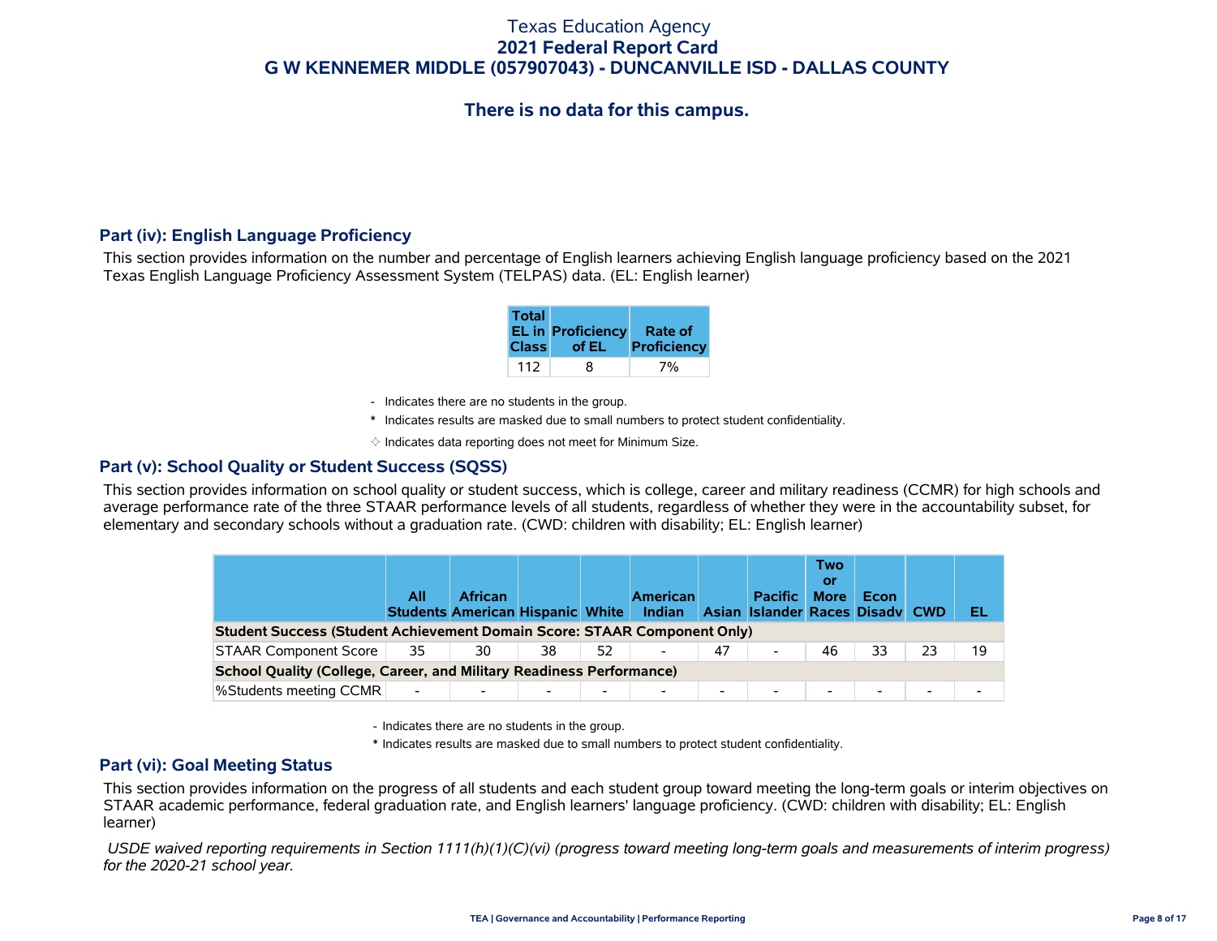Texas Education Agency
**2021 Federal Report Card**
**G W KENNEMER MIDDLE (057907043) - DUNCANVILLE ISD - DALLAS COUNTY**

**There is no data for this campus.**

## Part (iv): English Language Proficiency

This section provides information on the number and percentage of English learners achieving English language proficiency based on the 2021 Texas English Language Proficiency Assessment System (TELPAS) data. (EL: English learner)

| Total EL in Class | Proficiency of EL | Rate of Proficiency |
|---|---|---|
| 112 | 8 | 7% |

- Indicates there are no students in the group.

\* Indicates results are masked due to small numbers to protect student confidentiality.

✧ Indicates data reporting does not meet for Minimum Size.

## Part (v): School Quality or Student Success (SQSS)

This section provides information on school quality or student success, which is college, career and military readiness (CCMR) for high schools and average performance rate of the three STAAR performance levels of all students, regardless of whether they were in the accountability subset, for elementary and secondary schools without a graduation rate. (CWD: children with disability; EL: English learner)

| | All Students | African American | Hispanic | White | American Indian | Asian | Pacific Islander | Two or More Races | Econ Disadv | CWD | EL |
|---|---|---|---|---|---|---|---|---|---|---|---|
| **Student Success (Student Achievement Domain Score: STAAR Component Only)** | | | | | | | | | | | |
| STAAR Component Score | 35 | 30 | 38 | 52 | - | 47 | - | 46 | 33 | 23 | 19 |
| **School Quality (College, Career, and Military Readiness Performance)** | | | | | | | | | | | |
| %Students meeting CCMR | - | - | - | - | - | - | - | - | - | - | - |

- Indicates there are no students in the group.

\* Indicates results are masked due to small numbers to protect student confidentiality.

## Part (vi): Goal Meeting Status

This section provides information on the progress of all students and each student group toward meeting the long-term goals or interim objectives on STAAR academic performance, federal graduation rate, and English learners' language proficiency. (CWD: children with disability; EL: English learner)

*USDE waived reporting requirements in Section 1111(h)(1)(C)(vi) (progress toward meeting long-term goals and measurements of interim progress) for the 2020-21 school year.*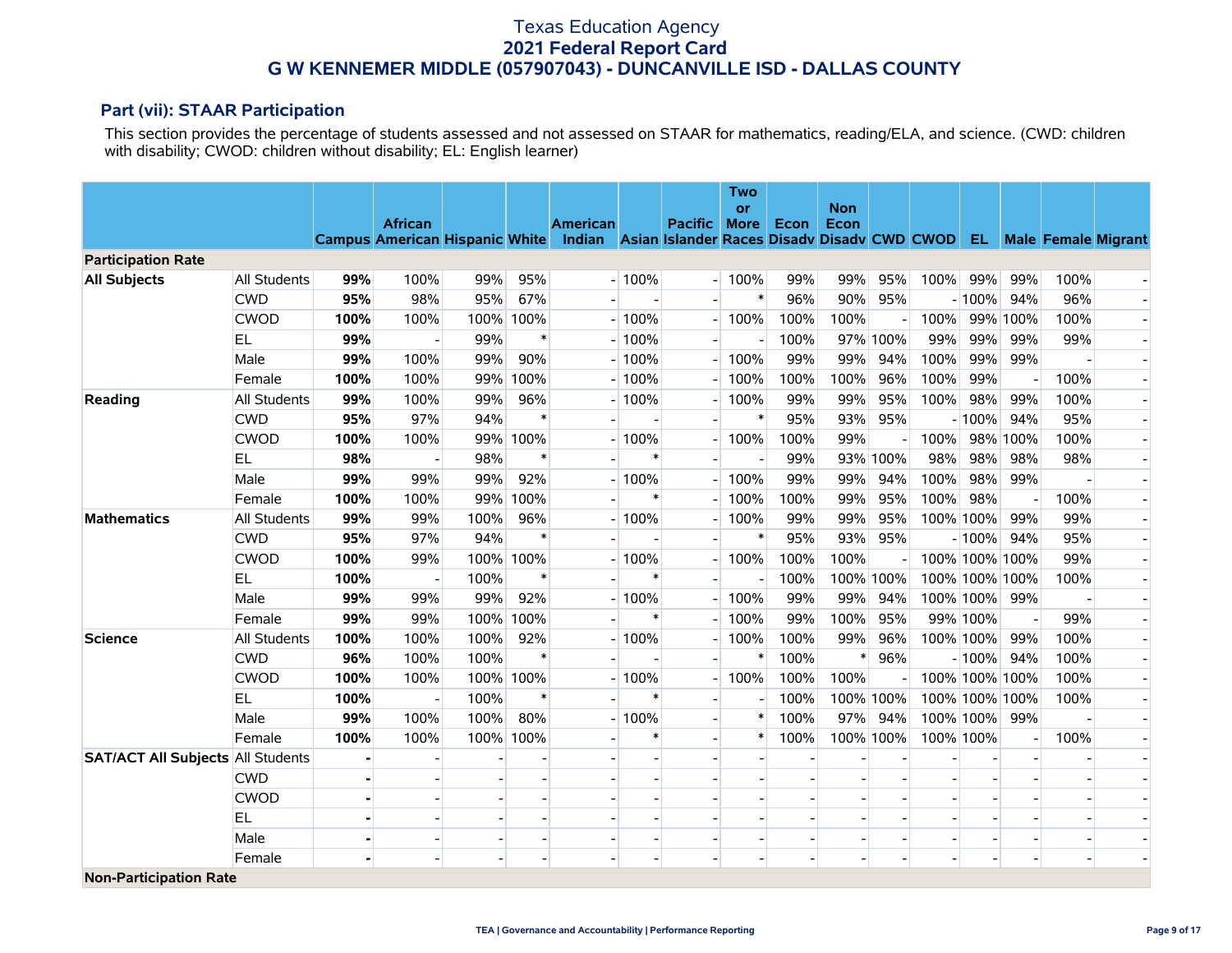# Texas Education Agency
## 2021 Federal Report Card
## G W KENNEMER MIDDLE (057907043) - DUNCANVILLE ISD - DALLAS COUNTY

### Part (vii): STAAR Participation

This section provides the percentage of students assessed and not assessed on STAAR for mathematics, reading/ELA, and science. (CWD: children with disability; CWOD: children without disability; EL: English learner)

| | | Campus | African American | Hispanic | White | American Indian | Asian | Pacific Islander | Two or More Races | Econ Disadv | Non Econ Disadv | CWD | CWOD | EL | Male | Female | Migrant |
|---|---|---|---|---|---|---|---|---|---|---|---|---|---|---|---|---|---|
| **Participation Rate** | | | | | | | | | | | | | | | | | |
| **All Subjects** | All Students | **99%** | 100% | 99% | 95% | - | 100% | - | 100% | 99% | 99% | 95% | 100% | 99% | 99% | 100% | - |
| | CWD | **95%** | 98% | 95% | 67% | - | - | - | * | 96% | 90% | 95% | - | 100% | 94% | 96% | - |
| | CWOD | **100%** | 100% | 100% | 100% | - | 100% | - | 100% | 100% | 100% | - | 100% | 99% | 100% | 100% | - |
| | EL | **99%** | - | 99% | * | - | 100% | - | - | 100% | 97% | 100% | 99% | 99% | 99% | 99% | - |
| | Male | **99%** | 100% | 99% | 90% | - | 100% | - | 100% | 99% | 99% | 94% | 100% | 99% | 99% | - | - |
| | Female | **100%** | 100% | 99% | 100% | - | 100% | - | 100% | 100% | 100% | 96% | 100% | 99% | - | 100% | - |
| **Reading** | All Students | **99%** | 100% | 99% | 96% | - | 100% | - | 100% | 99% | 99% | 95% | 100% | 98% | 99% | 100% | - |
| | CWD | **95%** | 97% | 94% | * | - | - | - | * | 95% | 93% | 95% | - | 100% | 94% | 95% | - |
| | CWOD | **100%** | 100% | 99% | 100% | - | 100% | - | 100% | 100% | 99% | - | 100% | 98% | 100% | 100% | - |
| | EL | **98%** | - | 98% | * | - | * | - | - | 99% | 93% | 100% | 98% | 98% | 98% | 98% | - |
| | Male | **99%** | 99% | 99% | 92% | - | 100% | - | 100% | 99% | 99% | 94% | 100% | 98% | 99% | - | - |
| | Female | **100%** | 100% | 99% | 100% | - | * | - | 100% | 100% | 99% | 95% | 100% | 98% | - | 100% | - |
| **Mathematics** | All Students | **99%** | 99% | 100% | 96% | - | 100% | - | 100% | 99% | 99% | 95% | 100% | 100% | 99% | 99% | - |
| | CWD | **95%** | 97% | 94% | * | - | - | - | * | 95% | 93% | 95% | - | 100% | 94% | 95% | - |
| | CWOD | **100%** | 99% | 100% | 100% | - | 100% | - | 100% | 100% | 100% | - | 100% | 100% | 100% | 99% | - |
| | EL | **100%** | - | 100% | * | - | * | - | - | 100% | 100% | 100% | 100% | 100% | 100% | 100% | - |
| | Male | **99%** | 99% | 99% | 92% | - | 100% | - | 100% | 99% | 99% | 94% | 100% | 100% | 99% | - | - |
| | Female | **99%** | 99% | 100% | 100% | - | * | - | 100% | 99% | 100% | 95% | 99% | 100% | - | 99% | - |
| **Science** | All Students | **100%** | 100% | 100% | 92% | - | 100% | - | 100% | 100% | 99% | 96% | 100% | 100% | 99% | 100% | - |
| | CWD | **96%** | 100% | 100% | * | - | - | - | * | 100% | * | 96% | - | 100% | 94% | 100% | - |
| | CWOD | **100%** | 100% | 100% | 100% | - | 100% | - | 100% | 100% | 100% | - | 100% | 100% | 100% | 100% | - |
| | EL | **100%** | - | 100% | * | - | * | - | - | 100% | 100% | 100% | 100% | 100% | 100% | 100% | - |
| | Male | **99%** | 100% | 100% | 80% | - | 100% | - | * | 100% | 97% | 94% | 100% | 100% | 99% | - | - |
| | Female | **100%** | 100% | 100% | 100% | - | * | - | * | 100% | 100% | 100% | 100% | 100% | - | 100% | - |
| **SAT/ACT All Subjects** | All Students | **-** | - | - | - | - | - | - | - | - | - | - | - | - | - | - | - |
| | CWD | **-** | - | - | - | - | - | - | - | - | - | - | - | - | - | - | - |
| | CWOD | **-** | - | - | - | - | - | - | - | - | - | - | - | - | - | - | - |
| | EL | **-** | - | - | - | - | - | - | - | - | - | - | - | - | - | - | - |
| | Male | **-** | - | - | - | - | - | - | - | - | - | - | - | - | - | - | - |
| | Female | **-** | - | - | - | - | - | - | - | - | - | - | - | - | - | - | - |
| **Non-Participation Rate** | | | | | | | | | | | | | | | | | |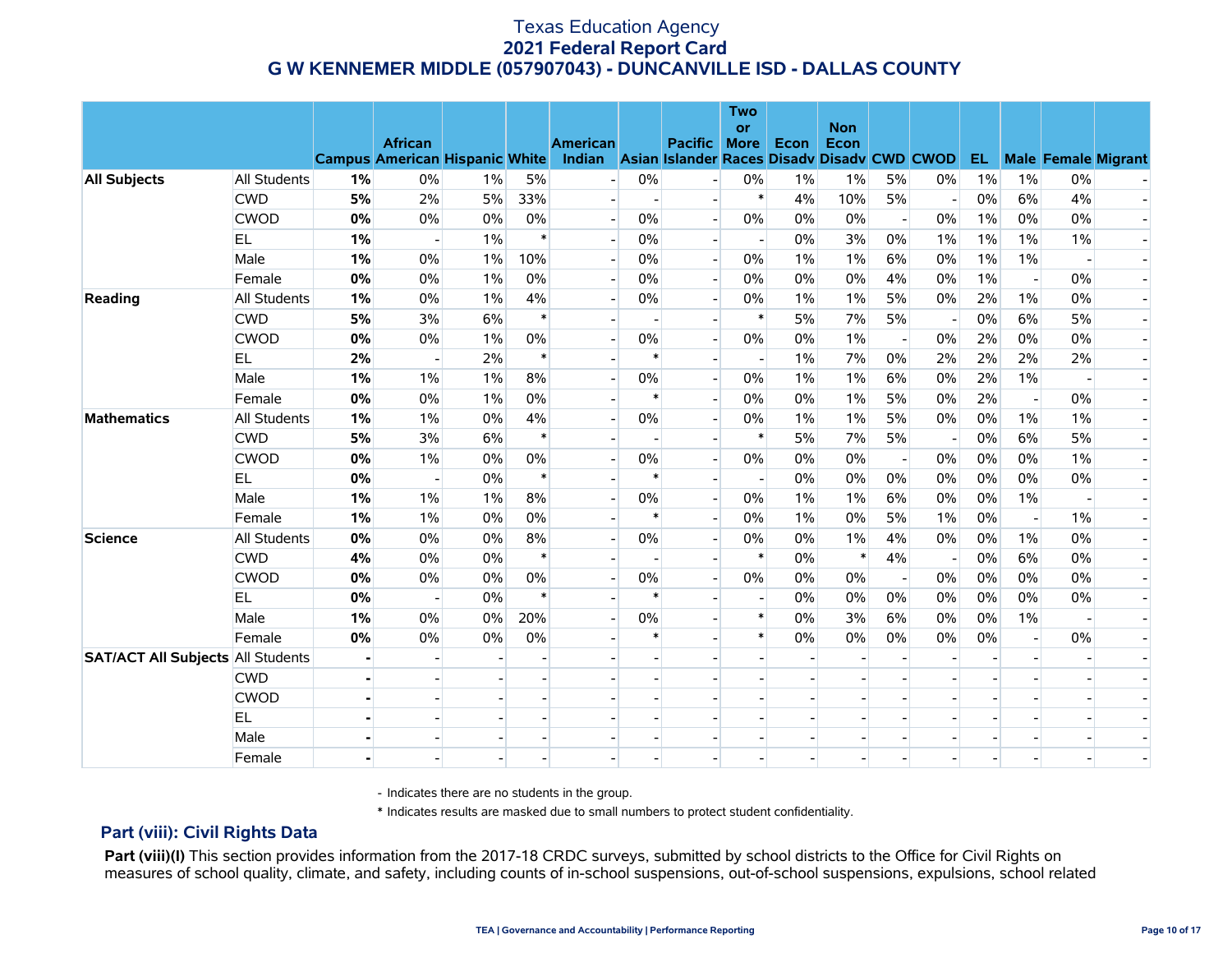# Texas Education Agency
## 2021 Federal Report Card
## G W KENNEMER MIDDLE (057907043) - DUNCANVILLE ISD - DALLAS COUNTY

| | | Campus | African American | Hispanic | White | American Indian | Asian | Pacific Islander | Two or More Races | Econ Disadv | Non Econ Disadv | CWD | CWOD | EL | Male | Female | Migrant |
|---|---|---|---|---|---|---|---|---|---|---|---|---|---|---|---|---|---|
| **All Subjects** | All Students | **1%** | 0% | 1% | 5% | - | 0% | - | 0% | 1% | 1% | 5% | 0% | 1% | 1% | 0% | - |
| | CWD | **5%** | 2% | 5% | 33% | - | - | - | * | 4% | 10% | 5% | - | 0% | 6% | 4% | - |
| | CWOD | **0%** | 0% | 0% | 0% | - | 0% | - | 0% | 0% | 0% | - | 0% | 1% | 0% | 0% | - |
| | EL | **1%** | - | 1% | * | - | 0% | - | - | 0% | 3% | 0% | 1% | 1% | 1% | 1% | - |
| | Male | **1%** | 0% | 1% | 10% | - | 0% | - | 0% | 1% | 1% | 6% | 0% | 1% | 1% | - | - |
| | Female | **0%** | 0% | 1% | 0% | - | 0% | - | 0% | 0% | 0% | 4% | 0% | 1% | - | 0% | - |
| **Reading** | All Students | **1%** | 0% | 1% | 4% | - | 0% | - | 0% | 1% | 1% | 5% | 0% | 2% | 1% | 0% | - |
| | CWD | **5%** | 3% | 6% | * | - | - | - | * | 5% | 7% | 5% | - | 0% | 6% | 5% | - |
| | CWOD | **0%** | 0% | 1% | 0% | - | 0% | - | 0% | 0% | 1% | - | 0% | 2% | 0% | 0% | - |
| | EL | **2%** | - | 2% | * | - | * | - | - | 1% | 7% | 0% | 2% | 2% | 2% | 2% | - |
| | Male | **1%** | 1% | 1% | 8% | - | 0% | - | 0% | 1% | 1% | 6% | 0% | 2% | 1% | - | - |
| | Female | **0%** | 0% | 1% | 0% | - | * | - | 0% | 0% | 1% | 5% | 0% | 2% | - | 0% | - |
| **Mathematics** | All Students | **1%** | 1% | 0% | 4% | - | 0% | - | 0% | 1% | 1% | 5% | 0% | 0% | 1% | 1% | - |
| | CWD | **5%** | 3% | 6% | * | - | - | - | * | 5% | 7% | 5% | - | 0% | 6% | 5% | - |
| | CWOD | **0%** | 1% | 0% | 0% | - | 0% | - | 0% | 0% | 0% | - | 0% | 0% | 0% | 1% | - |
| | EL | **0%** | - | 0% | * | - | * | - | - | 0% | 0% | 0% | 0% | 0% | 0% | 0% | - |
| | Male | **1%** | 1% | 1% | 8% | - | 0% | - | 0% | 1% | 1% | 6% | 0% | 0% | 1% | - | - |
| | Female | **1%** | 1% | 0% | 0% | - | * | - | 0% | 1% | 0% | 5% | 1% | 0% | - | 1% | - |
| **Science** | All Students | **0%** | 0% | 0% | 8% | - | 0% | - | 0% | 0% | 1% | 4% | 0% | 0% | 1% | 0% | - |
| | CWD | **4%** | 0% | 0% | * | - | - | - | * | 0% | * | 4% | - | 0% | 6% | 0% | - |
| | CWOD | **0%** | 0% | 0% | 0% | - | 0% | - | 0% | 0% | 0% | - | 0% | 0% | 0% | 0% | - |
| | EL | **0%** | - | 0% | * | - | * | - | - | 0% | 0% | 0% | 0% | 0% | 0% | 0% | - |
| | Male | **1%** | 0% | 0% | 20% | - | 0% | - | * | 0% | 3% | 6% | 0% | 0% | 1% | - | - |
| | Female | **0%** | 0% | 0% | 0% | - | * | - | * | 0% | 0% | 0% | 0% | 0% | - | 0% | - |
| **SAT/ACT All Subjects** | All Students | **-** | - | - | - | - | - | - | - | - | - | - | - | - | - | - | - |
| | CWD | **-** | - | - | - | - | - | - | - | - | - | - | - | - | - | - | - |
| | CWOD | **-** | - | - | - | - | - | - | - | - | - | - | - | - | - | - | - |
| | EL | **-** | - | - | - | - | - | - | - | - | - | - | - | - | - | - | - |
| | Male | **-** | - | - | - | - | - | - | - | - | - | - | - | - | - | - | - |
| | Female | **-** | - | - | - | - | - | - | - | - | - | - | - | - | - | - | - |

\- Indicates there are no students in the group.

\* Indicates results are masked due to small numbers to protect student confidentiality.

## Part (viii): Civil Rights Data

**Part (viii)(I)** This section provides information from the 2017-18 CRDC surveys, submitted by school districts to the Office for Civil Rights on measures of school quality, climate, and safety, including counts of in-school suspensions, out-of-school suspensions, expulsions, school related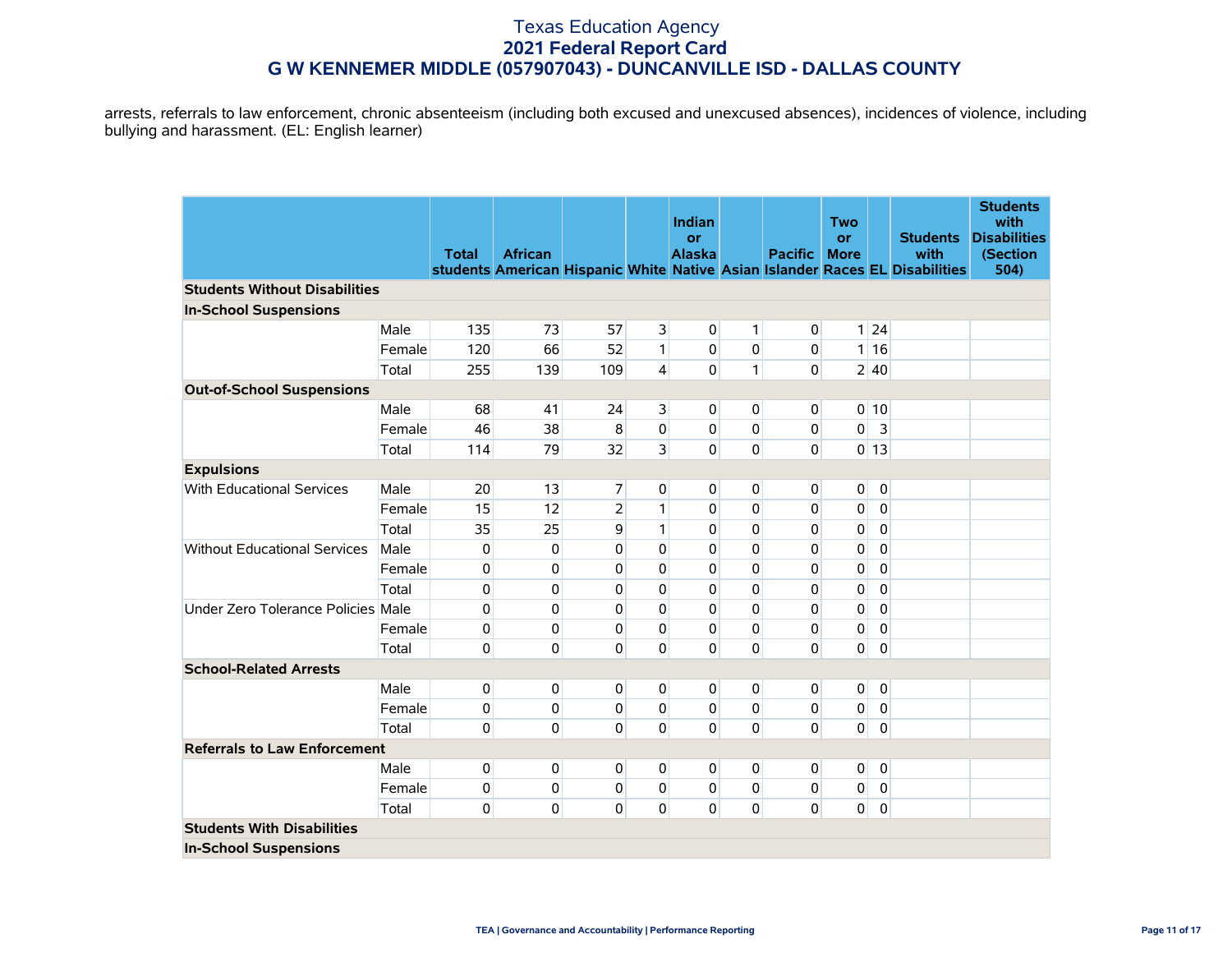arrests, referrals to law enforcement, chronic absenteeism (including both excused and unexcused absences), incidences of violence, including bullying and harassment. (EL: English learner)

| | | Total students | African American | Hispanic | White | Indian or Alaska Native | Asian | Pacific Islander | Two or More Races | EL | Students with Disabilities | Students with Disabilities (Section 504) |
|---|---|---|---|---|---|---|---|---|---|---|---|---|
| **Students Without Disabilities** | | | | | | | | | | | | |
| **In-School Suspensions** | | | | | | | | | | | | |
| | Male | 135 | 73 | 57 | 3 | 0 | 1 | 0 | 1 | 24 | | |
| | Female | 120 | 66 | 52 | 1 | 0 | 0 | 0 | 1 | 16 | | |
| | Total | 255 | 139 | 109 | 4 | 0 | 1 | 0 | 2 | 40 | | |
| **Out-of-School Suspensions** | | | | | | | | | | | | |
| | Male | 68 | 41 | 24 | 3 | 0 | 0 | 0 | 0 | 10 | | |
| | Female | 46 | 38 | 8 | 0 | 0 | 0 | 0 | 0 | 3 | | |
| | Total | 114 | 79 | 32 | 3 | 0 | 0 | 0 | 0 | 13 | | |
| **Expulsions** | | | | | | | | | | | | |
| With Educational Services | Male | 20 | 13 | 7 | 0 | 0 | 0 | 0 | 0 | 0 | | |
| | Female | 15 | 12 | 2 | 1 | 0 | 0 | 0 | 0 | 0 | | |
| | Total | 35 | 25 | 9 | 1 | 0 | 0 | 0 | 0 | 0 | | |
| Without Educational Services | Male | 0 | 0 | 0 | 0 | 0 | 0 | 0 | 0 | 0 | | |
| | Female | 0 | 0 | 0 | 0 | 0 | 0 | 0 | 0 | 0 | | |
| | Total | 0 | 0 | 0 | 0 | 0 | 0 | 0 | 0 | 0 | | |
| Under Zero Tolerance Policies | Male | 0 | 0 | 0 | 0 | 0 | 0 | 0 | 0 | 0 | | |
| | Female | 0 | 0 | 0 | 0 | 0 | 0 | 0 | 0 | 0 | | |
| | Total | 0 | 0 | 0 | 0 | 0 | 0 | 0 | 0 | 0 | | |
| **School-Related Arrests** | | | | | | | | | | | | |
| | Male | 0 | 0 | 0 | 0 | 0 | 0 | 0 | 0 | 0 | | |
| | Female | 0 | 0 | 0 | 0 | 0 | 0 | 0 | 0 | 0 | | |
| | Total | 0 | 0 | 0 | 0 | 0 | 0 | 0 | 0 | 0 | | |
| **Referrals to Law Enforcement** | | | | | | | | | | | | |
| | Male | 0 | 0 | 0 | 0 | 0 | 0 | 0 | 0 | 0 | | |
| | Female | 0 | 0 | 0 | 0 | 0 | 0 | 0 | 0 | 0 | | |
| | Total | 0 | 0 | 0 | 0 | 0 | 0 | 0 | 0 | 0 | | |
| **Students With Disabilities** | | | | | | | | | | | | |
| **In-School Suspensions** | | | | | | | | | | | | |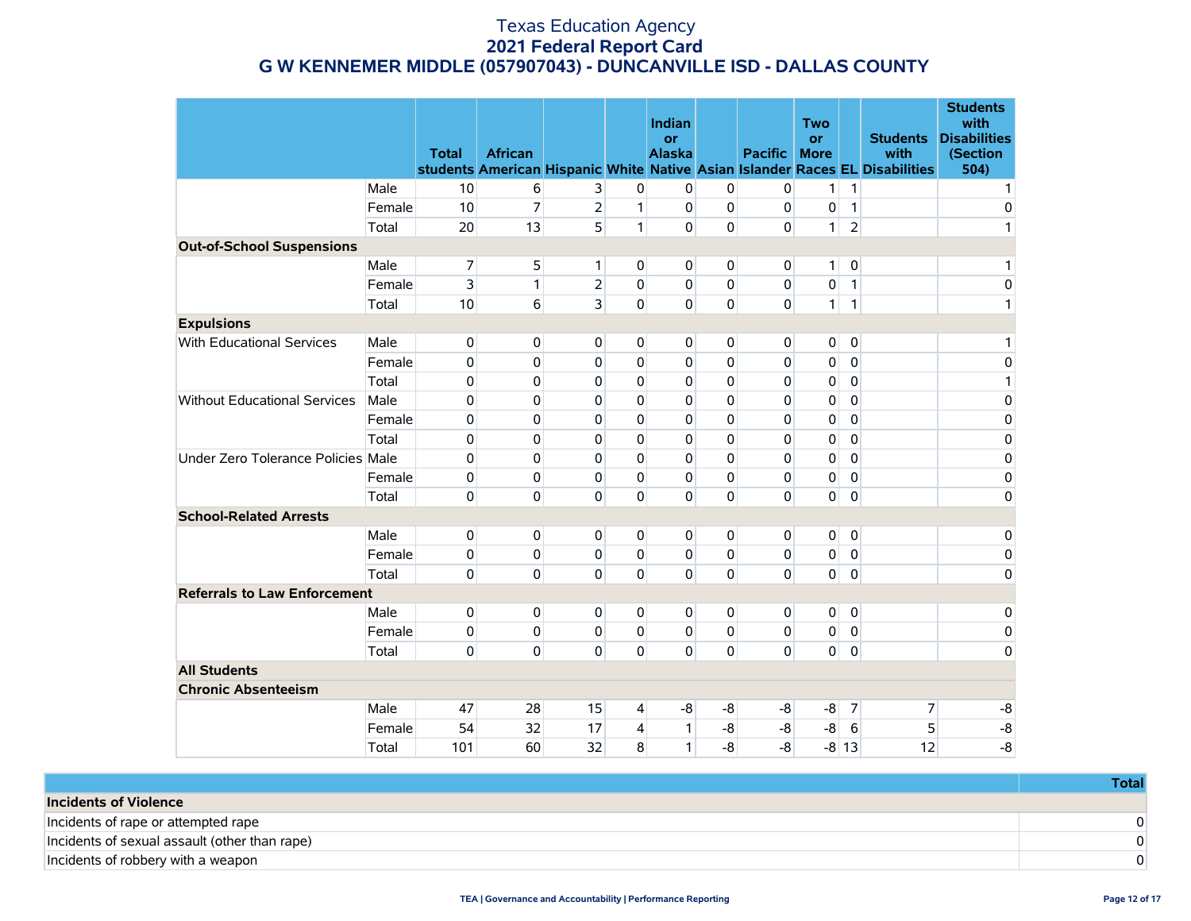# Texas Education Agency
## 2021 Federal Report Card
## G W KENNEMER MIDDLE (057907043) - DUNCANVILLE ISD - DALLAS COUNTY

| | | Total students | African American | Hispanic | White | Indian or Alaska Native | Asian | Pacific Islander | Two or More Races | EL | Students with Disabilities | Students with Disabilities (Section 504) |
|---|---|---|---|---|---|---|---|---|---|---|---|---|
| | Male | 10 | 6 | 3 | 0 | 0 | 0 | 0 | 1 | 1 | | 1 |
| | Female | 10 | 7 | 2 | 1 | 0 | 0 | 0 | 0 | 1 | | 0 |
| | Total | 20 | 13 | 5 | 1 | 0 | 0 | 0 | 1 | 2 | | 1 |
| **Out-of-School Suspensions** | | | | | | | | | | | | |
| | Male | 7 | 5 | 1 | 0 | 0 | 0 | 0 | 1 | 0 | | 1 |
| | Female | 3 | 1 | 2 | 0 | 0 | 0 | 0 | 0 | 1 | | 0 |
| | Total | 10 | 6 | 3 | 0 | 0 | 0 | 0 | 1 | 1 | | 1 |
| **Expulsions** | | | | | | | | | | | | |
| With Educational Services | Male | 0 | 0 | 0 | 0 | 0 | 0 | 0 | 0 | 0 | | 1 |
| | Female | 0 | 0 | 0 | 0 | 0 | 0 | 0 | 0 | 0 | | 0 |
| | Total | 0 | 0 | 0 | 0 | 0 | 0 | 0 | 0 | 0 | | 1 |
| Without Educational Services | Male | 0 | 0 | 0 | 0 | 0 | 0 | 0 | 0 | 0 | | 0 |
| | Female | 0 | 0 | 0 | 0 | 0 | 0 | 0 | 0 | 0 | | 0 |
| | Total | 0 | 0 | 0 | 0 | 0 | 0 | 0 | 0 | 0 | | 0 |
| Under Zero Tolerance Policies | Male | 0 | 0 | 0 | 0 | 0 | 0 | 0 | 0 | 0 | | 0 |
| | Female | 0 | 0 | 0 | 0 | 0 | 0 | 0 | 0 | 0 | | 0 |
| | Total | 0 | 0 | 0 | 0 | 0 | 0 | 0 | 0 | 0 | | 0 |
| **School-Related Arrests** | | | | | | | | | | | | |
| | Male | 0 | 0 | 0 | 0 | 0 | 0 | 0 | 0 | 0 | | 0 |
| | Female | 0 | 0 | 0 | 0 | 0 | 0 | 0 | 0 | 0 | | 0 |
| | Total | 0 | 0 | 0 | 0 | 0 | 0 | 0 | 0 | 0 | | 0 |
| **Referrals to Law Enforcement** | | | | | | | | | | | | |
| | Male | 0 | 0 | 0 | 0 | 0 | 0 | 0 | 0 | 0 | | 0 |
| | Female | 0 | 0 | 0 | 0 | 0 | 0 | 0 | 0 | 0 | | 0 |
| | Total | 0 | 0 | 0 | 0 | 0 | 0 | 0 | 0 | 0 | | 0 |
| **All Students** | | | | | | | | | | | | |
| **Chronic Absenteeism** | | | | | | | | | | | | |
| | Male | 47 | 28 | 15 | 4 | -8 | -8 | -8 | -8 | 7 | 7 | -8 |
| | Female | 54 | 32 | 17 | 4 | 1 | -8 | -8 | -8 | 6 | 5 | -8 |
| | Total | 101 | 60 | 32 | 8 | 1 | -8 | -8 | -8 | 13 | 12 | -8 |

| | Total |
|---|---|
| **Incidents of Violence** | |
| Incidents of rape or attempted rape | 0 |
| Incidents of sexual assault (other than rape) | 0 |
| Incidents of robbery with a weapon | 0 |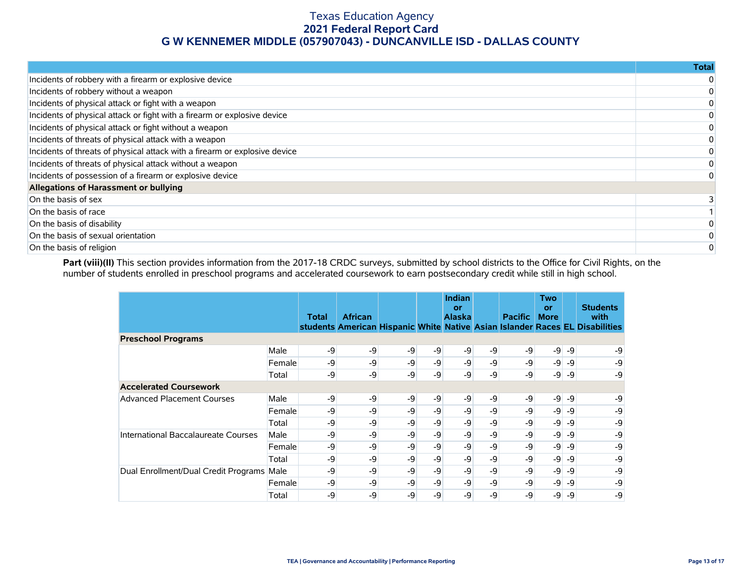# Texas Education Agency
## 2021 Federal Report Card
## G W KENNEMER MIDDLE (057907043) - DUNCANVILLE ISD - DALLAS COUNTY

| | Total |
|---|---|
| Incidents of robbery with a firearm or explosive device | 0 |
| Incidents of robbery without a weapon | 0 |
| Incidents of physical attack or fight with a weapon | 0 |
| Incidents of physical attack or fight with a firearm or explosive device | 0 |
| Incidents of physical attack or fight without a weapon | 0 |
| Incidents of threats of physical attack with a weapon | 0 |
| Incidents of threats of physical attack with a firearm or explosive device | 0 |
| Incidents of threats of physical attack without a weapon | 0 |
| Incidents of possession of a firearm or explosive device | 0 |
| **Allegations of Harassment or bullying** | |
| On the basis of sex | 3 |
| On the basis of race | 1 |
| On the basis of disability | 0 |
| On the basis of sexual orientation | 0 |
| On the basis of religion | 0 |

**Part (viii)(II)** This section provides information from the 2017-18 CRDC surveys, submitted by school districts to the Office for Civil Rights, on the number of students enrolled in preschool programs and accelerated coursework to earn postsecondary credit while still in high school.

| | | Total students | African American | Hispanic | White | Indian or Alaska Native | Asian | Pacific Islander | Two or More Races | EL | Students with Disabilities |
|---|---|---|---|---|---|---|---|---|---|---|---|
| **Preschool Programs** | | | | | | | | | | | |
| | Male | -9 | -9 | -9 | -9 | -9 | -9 | -9 | -9 | -9 | -9 |
| | Female | -9 | -9 | -9 | -9 | -9 | -9 | -9 | -9 | -9 | -9 |
| | Total | -9 | -9 | -9 | -9 | -9 | -9 | -9 | -9 | -9 | -9 |
| **Accelerated Coursework** | | | | | | | | | | | |
| Advanced Placement Courses | Male | -9 | -9 | -9 | -9 | -9 | -9 | -9 | -9 | -9 | -9 |
| | Female | -9 | -9 | -9 | -9 | -9 | -9 | -9 | -9 | -9 | -9 |
| | Total | -9 | -9 | -9 | -9 | -9 | -9 | -9 | -9 | -9 | -9 |
| International Baccalaureate Courses | Male | -9 | -9 | -9 | -9 | -9 | -9 | -9 | -9 | -9 | -9 |
| | Female | -9 | -9 | -9 | -9 | -9 | -9 | -9 | -9 | -9 | -9 |
| | Total | -9 | -9 | -9 | -9 | -9 | -9 | -9 | -9 | -9 | -9 |
| Dual Enrollment/Dual Credit Programs | Male | -9 | -9 | -9 | -9 | -9 | -9 | -9 | -9 | -9 | -9 |
| | Female | -9 | -9 | -9 | -9 | -9 | -9 | -9 | -9 | -9 | -9 |
| | Total | -9 | -9 | -9 | -9 | -9 | -9 | -9 | -9 | -9 | -9 |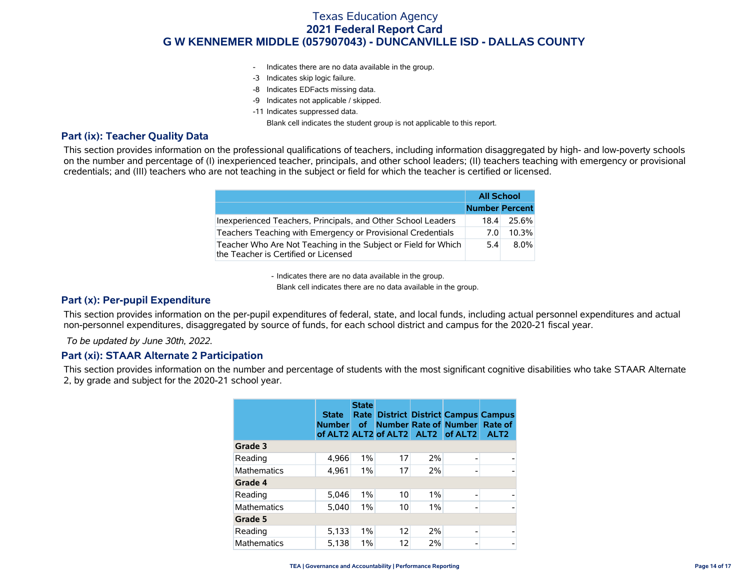# Texas Education Agency
## 2021 Federal Report Card
## G W KENNEMER MIDDLE (057907043) - DUNCANVILLE ISD - DALLAS COUNTY

- \- Indicates there are no data available in the group.
- -3 Indicates skip logic failure.
- -8 Indicates EDFacts missing data.
- -9 Indicates not applicable / skipped.
- -11 Indicates suppressed data.
- Blank cell indicates the student group is not applicable to this report.

### Part (ix): Teacher Quality Data

This section provides information on the professional qualifications of teachers, including information disaggregated by high- and low-poverty schools on the number and percentage of (I) inexperienced teacher, principals, and other school leaders; (II) teachers teaching with emergency or provisional credentials; and (III) teachers who are not teaching in the subject or field for which the teacher is certified or licensed.

| | All School | |
|---|---|---|
| | Number | Percent |
| Inexperienced Teachers, Principals, and Other School Leaders | 18.4 | 25.6% |
| Teachers Teaching with Emergency or Provisional Credentials | 7.0 | 10.3% |
| Teacher Who Are Not Teaching in the Subject or Field for Which the Teacher is Certified or Licensed | 5.4 | 8.0% |

- \- Indicates there are no data available in the group.
- Blank cell indicates there are no data available in the group.

### Part (x): Per-pupil Expenditure

This section provides information on the per-pupil expenditures of federal, state, and local funds, including actual personnel expenditures and actual non-personnel expenditures, disaggregated by source of funds, for each school district and campus for the 2020-21 fiscal year.

*To be updated by June 30th, 2022.*

### Part (xi): STAAR Alternate 2 Participation

This section provides information on the number and percentage of students with the most significant cognitive disabilities who take STAAR Alternate 2, by grade and subject for the 2020-21 school year.

| | State Number of ALT2 | State Rate of ALT2 | District Number of ALT2 | District Rate of ALT2 | Campus Number of ALT2 | Campus Rate of ALT2 |
|---|---|---|---|---|---|---|
| **Grade 3** | | | | | | |
| Reading | 4,966 | 1% | 17 | 2% | - | - |
| Mathematics | 4,961 | 1% | 17 | 2% | - | - |
| **Grade 4** | | | | | | |
| Reading | 5,046 | 1% | 10 | 1% | - | - |
| Mathematics | 5,040 | 1% | 10 | 1% | - | - |
| **Grade 5** | | | | | | |
| Reading | 5,133 | 1% | 12 | 2% | - | - |
| Mathematics | 5,138 | 1% | 12 | 2% | - | - |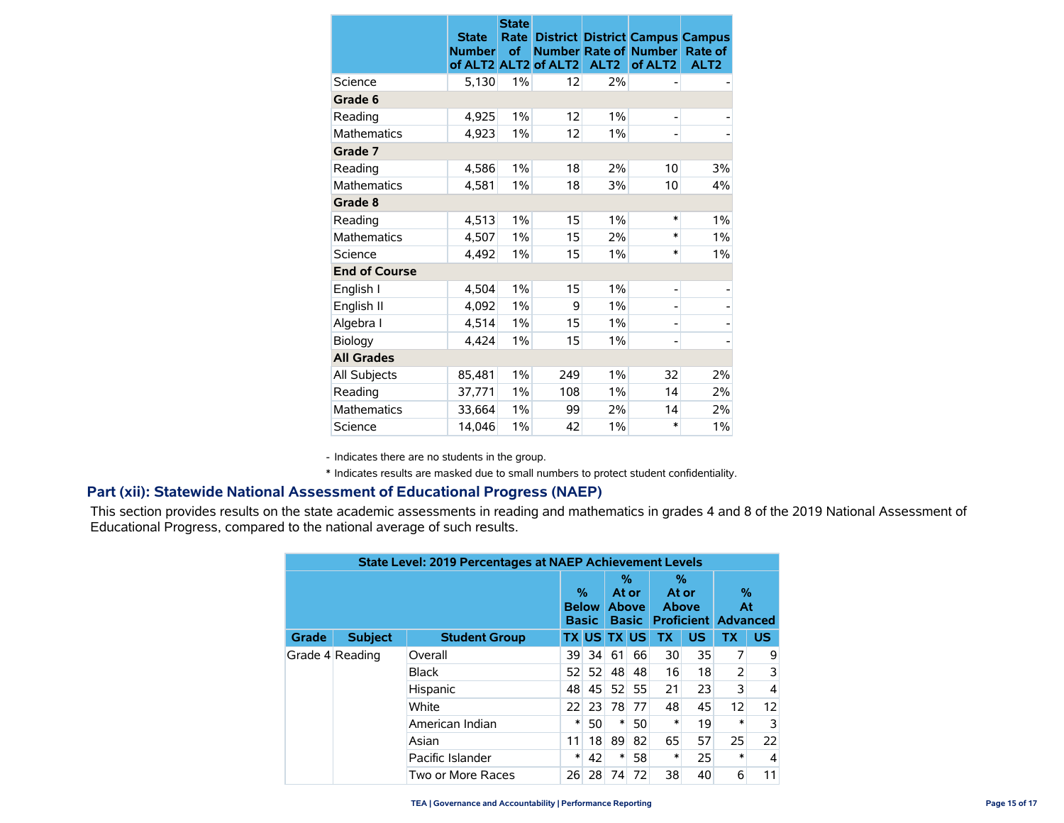| | State Number of ALT2 | State Rate of ALT2 | District Number of ALT2 | District Rate of ALT2 | Campus Number of ALT2 | Campus Rate of ALT2 |
|---|---|---|---|---|---|---|
| Science | 5,130 | 1% | 12 | 2% | - | - |
| **Grade 6** | | | | | | |
| Reading | 4,925 | 1% | 12 | 1% | - | - |
| Mathematics | 4,923 | 1% | 12 | 1% | - | - |
| **Grade 7** | | | | | | |
| Reading | 4,586 | 1% | 18 | 2% | 10 | 3% |
| Mathematics | 4,581 | 1% | 18 | 3% | 10 | 4% |
| **Grade 8** | | | | | | |
| Reading | 4,513 | 1% | 15 | 1% | * | 1% |
| Mathematics | 4,507 | 1% | 15 | 2% | * | 1% |
| Science | 4,492 | 1% | 15 | 1% | * | 1% |
| **End of Course** | | | | | | |
| English I | 4,504 | 1% | 15 | 1% | - | - |
| English II | 4,092 | 1% | 9 | 1% | - | - |
| Algebra I | 4,514 | 1% | 15 | 1% | - | - |
| Biology | 4,424 | 1% | 15 | 1% | - | - |
| **All Grades** | | | | | | |
| All Subjects | 85,481 | 1% | 249 | 1% | 32 | 2% |
| Reading | 37,771 | 1% | 108 | 1% | 14 | 2% |
| Mathematics | 33,664 | 1% | 99 | 2% | 14 | 2% |
| Science | 14,046 | 1% | 42 | 1% | * | 1% |

- Indicates there are no students in the group.

* Indicates results are masked due to small numbers to protect student confidentiality.

## Part (xii): Statewide National Assessment of Educational Progress (NAEP)

This section provides results on the state academic assessments in reading and mathematics in grades 4 and 8 of the 2019 National Assessment of Educational Progress, compared to the national average of such results.

| State Level: 2019 Percentages at NAEP Achievement Levels | | | | | | | | | | |
|---|---|---|---|---|---|---|---|---|---|---|
| | | | % Below Basic | | % At or Above Basic | | % At or Above Proficient | | % At Advanced | |
| Grade | Subject | Student Group | TX | US | TX | US | TX | US | TX | US |
| Grade 4 | Reading | Overall | 39 | 34 | 61 | 66 | 30 | 35 | 7 | 9 |
| | | Black | 52 | 52 | 48 | 48 | 16 | 18 | 2 | 3 |
| | | Hispanic | 48 | 45 | 52 | 55 | 21 | 23 | 3 | 4 |
| | | White | 22 | 23 | 78 | 77 | 48 | 45 | 12 | 12 |
| | | American Indian | * | 50 | * | 50 | * | 19 | * | 3 |
| | | Asian | 11 | 18 | 89 | 82 | 65 | 57 | 25 | 22 |
| | | Pacific Islander | * | 42 | * | 58 | * | 25 | * | 4 |
| | | Two or More Races | 26 | 28 | 74 | 72 | 38 | 40 | 6 | 11 |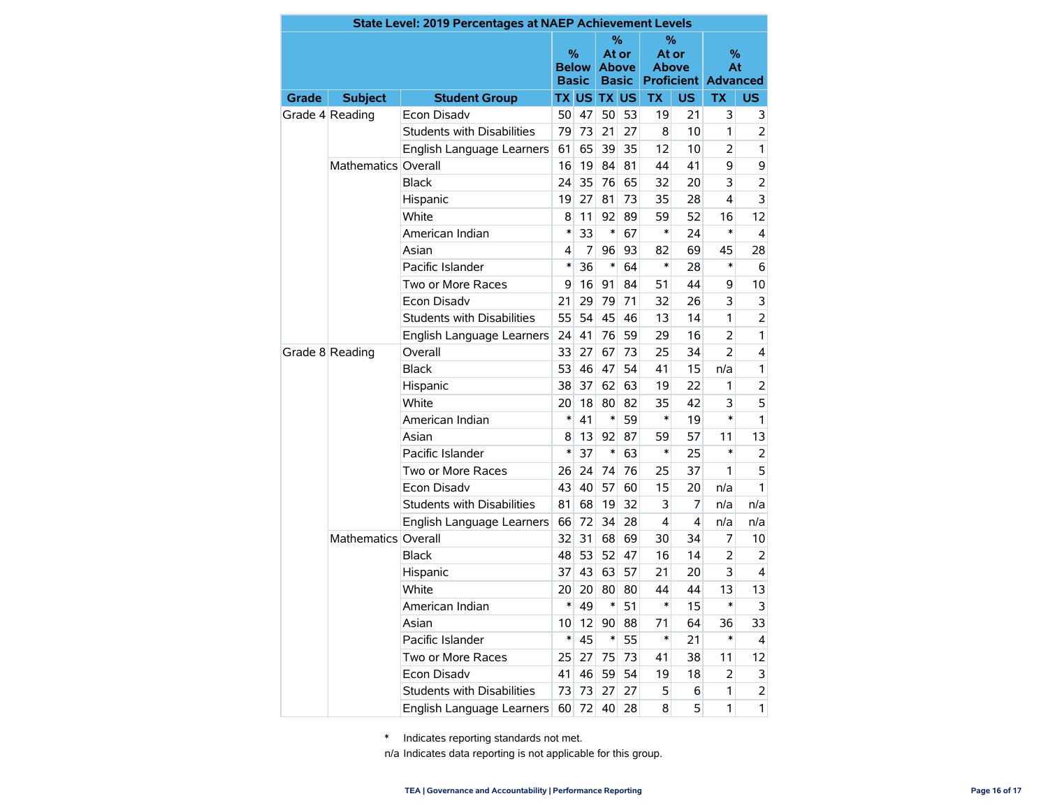| State Level: 2019 Percentages at NAEP Achievement Levels | | | | | | | | | | |
|---|---|---|---|---|---|---|---|---|---|---|
| | | | % Below Basic | | % At or Above Basic | | % At or Above Proficient | | % At Advanced | |
| Grade | Subject | Student Group | TX | US | TX | US | TX | US | TX | US |
| Grade 4 | Reading | Econ Disadv | 50 | 47 | 50 | 53 | 19 | 21 | 3 | 3 |
| | | Students with Disabilities | 79 | 73 | 21 | 27 | 8 | 10 | 1 | 2 |
| | | English Language Learners | 61 | 65 | 39 | 35 | 12 | 10 | 2 | 1 |
| | Mathematics | Overall | 16 | 19 | 84 | 81 | 44 | 41 | 9 | 9 |
| | | Black | 24 | 35 | 76 | 65 | 32 | 20 | 3 | 2 |
| | | Hispanic | 19 | 27 | 81 | 73 | 35 | 28 | 4 | 3 |
| | | White | 8 | 11 | 92 | 89 | 59 | 52 | 16 | 12 |
| | | American Indian | * | 33 | * | 67 | * | 24 | * | 4 |
| | | Asian | 4 | 7 | 96 | 93 | 82 | 69 | 45 | 28 |
| | | Pacific Islander | * | 36 | * | 64 | * | 28 | * | 6 |
| | | Two or More Races | 9 | 16 | 91 | 84 | 51 | 44 | 9 | 10 |
| | | Econ Disadv | 21 | 29 | 79 | 71 | 32 | 26 | 3 | 3 |
| | | Students with Disabilities | 55 | 54 | 45 | 46 | 13 | 14 | 1 | 2 |
| | | English Language Learners | 24 | 41 | 76 | 59 | 29 | 16 | 2 | 1 |
| Grade 8 | Reading | Overall | 33 | 27 | 67 | 73 | 25 | 34 | 2 | 4 |
| | | Black | 53 | 46 | 47 | 54 | 41 | 15 | n/a | 1 |
| | | Hispanic | 38 | 37 | 62 | 63 | 19 | 22 | 1 | 2 |
| | | White | 20 | 18 | 80 | 82 | 35 | 42 | 3 | 5 |
| | | American Indian | * | 41 | * | 59 | * | 19 | * | 1 |
| | | Asian | 8 | 13 | 92 | 87 | 59 | 57 | 11 | 13 |
| | | Pacific Islander | * | 37 | * | 63 | * | 25 | * | 2 |
| | | Two or More Races | 26 | 24 | 74 | 76 | 25 | 37 | 1 | 5 |
| | | Econ Disadv | 43 | 40 | 57 | 60 | 15 | 20 | n/a | 1 |
| | | Students with Disabilities | 81 | 68 | 19 | 32 | 3 | 7 | n/a | n/a |
| | | English Language Learners | 66 | 72 | 34 | 28 | 4 | 4 | n/a | n/a |
| | Mathematics | Overall | 32 | 31 | 68 | 69 | 30 | 34 | 7 | 10 |
| | | Black | 48 | 53 | 52 | 47 | 16 | 14 | 2 | 2 |
| | | Hispanic | 37 | 43 | 63 | 57 | 21 | 20 | 3 | 4 |
| | | White | 20 | 20 | 80 | 80 | 44 | 44 | 13 | 13 |
| | | American Indian | * | 49 | * | 51 | * | 15 | * | 3 |
| | | Asian | 10 | 12 | 90 | 88 | 71 | 64 | 36 | 33 |
| | | Pacific Islander | * | 45 | * | 55 | * | 21 | * | 4 |
| | | Two or More Races | 25 | 27 | 75 | 73 | 41 | 38 | 11 | 12 |
| | | Econ Disadv | 41 | 46 | 59 | 54 | 19 | 18 | 2 | 3 |
| | | Students with Disabilities | 73 | 73 | 27 | 27 | 5 | 6 | 1 | 2 |
| | | English Language Learners | 60 | 72 | 40 | 28 | 8 | 5 | 1 | 1 |

* Indicates reporting standards not met.

n/a Indicates data reporting is not applicable for this group.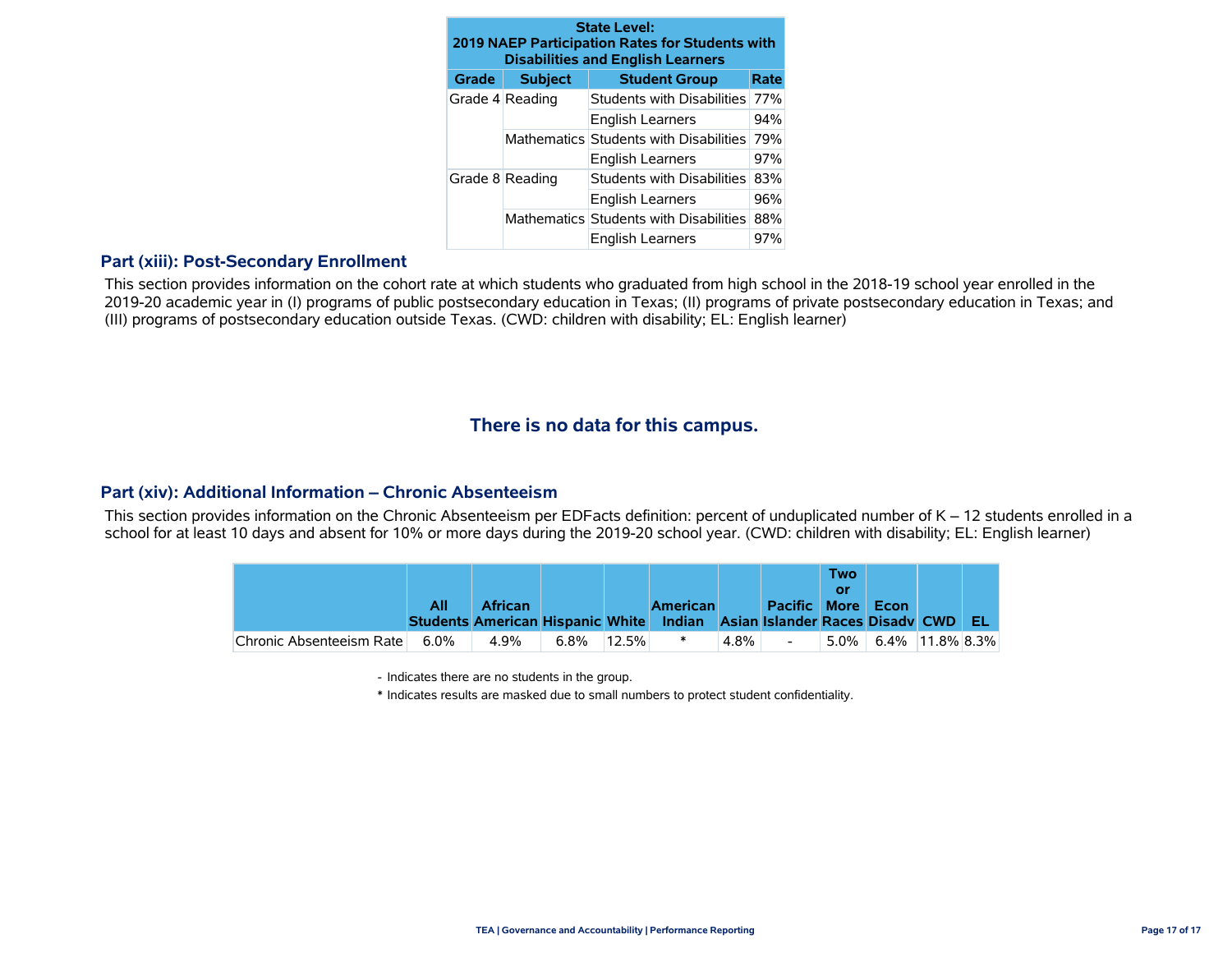| State Level: 2019 NAEP Participation Rates for Students with Disabilities and English Learners | | | |
|---|---|---|---|
| Grade | Subject | Student Group | Rate |
| Grade 4 | Reading | Students with Disabilities | 77% |
| | | English Learners | 94% |
| | Mathematics | Students with Disabilities | 79% |
| | | English Learners | 97% |
| Grade 8 | Reading | Students with Disabilities | 83% |
| | | English Learners | 96% |
| | Mathematics | Students with Disabilities | 88% |
| | | English Learners | 97% |

## Part (xiii): Post-Secondary Enrollment

This section provides information on the cohort rate at which students who graduated from high school in the 2018-19 school year enrolled in the 2019-20 academic year in (I) programs of public postsecondary education in Texas; (II) programs of private postsecondary education in Texas; and (III) programs of postsecondary education outside Texas. (CWD: children with disability; EL: English learner)

### There is no data for this campus.

## Part (xiv): Additional Information – Chronic Absenteeism

This section provides information on the Chronic Absenteeism per EDFacts definition: percent of unduplicated number of K – 12 students enrolled in a school for at least 10 days and absent for 10% or more days during the 2019-20 school year. (CWD: children with disability; EL: English learner)

| | All Students | African American | Hispanic | White | American Indian | Asian | Pacific Islander | Two or More Races | Econ Disadv | CWD | EL |
|---|---|---|---|---|---|---|---|---|---|---|---|
| Chronic Absenteeism Rate | 6.0% | 4.9% | 6.8% | 12.5% | * | 4.8% | - | 5.0% | 6.4% | 11.8% | 8.3% |

- Indicates there are no students in the group.

* Indicates results are masked due to small numbers to protect student confidentiality.